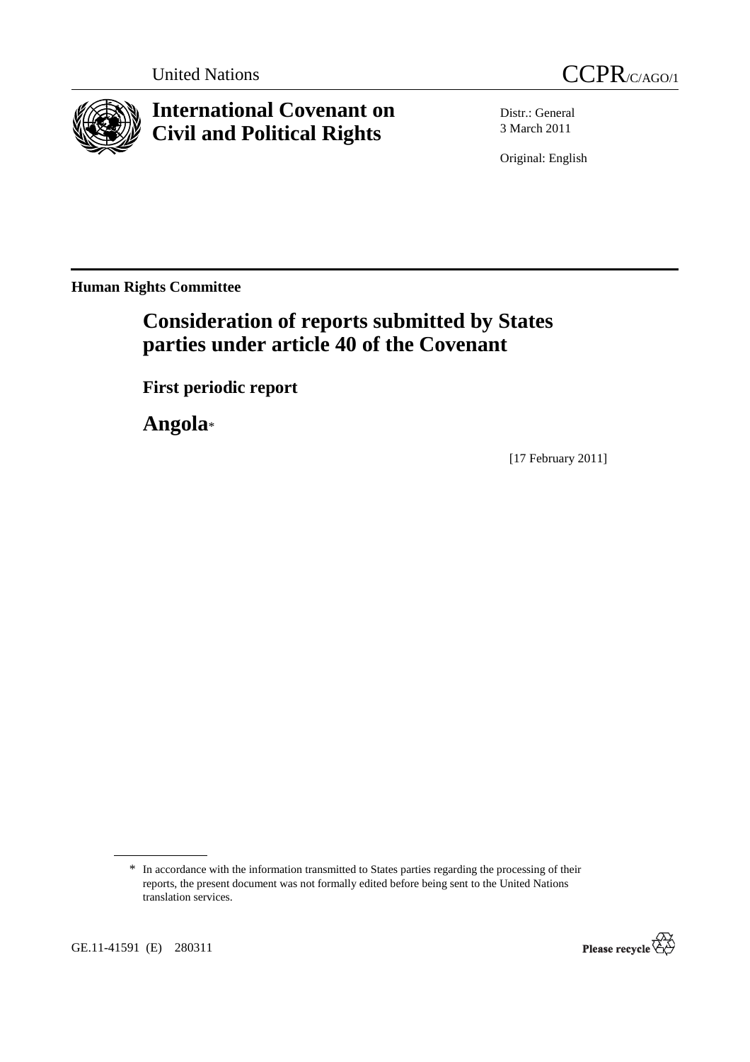United Nations CCPR/C/AGO/1

# International Covenant on Civil and Political Rights

Distr.: General
3 March 2011

Original: English

**Human Rights Committee**

## Consideration of reports submitted by States parties under article 40 of the Covenant

### First periodic report

## Angola*

[17 February 2011]

* In accordance with the information transmitted to States parties regarding the processing of their reports, the present document was not formally edited before being sent to the United Nations translation services.

GE.11-41591 (E) 280311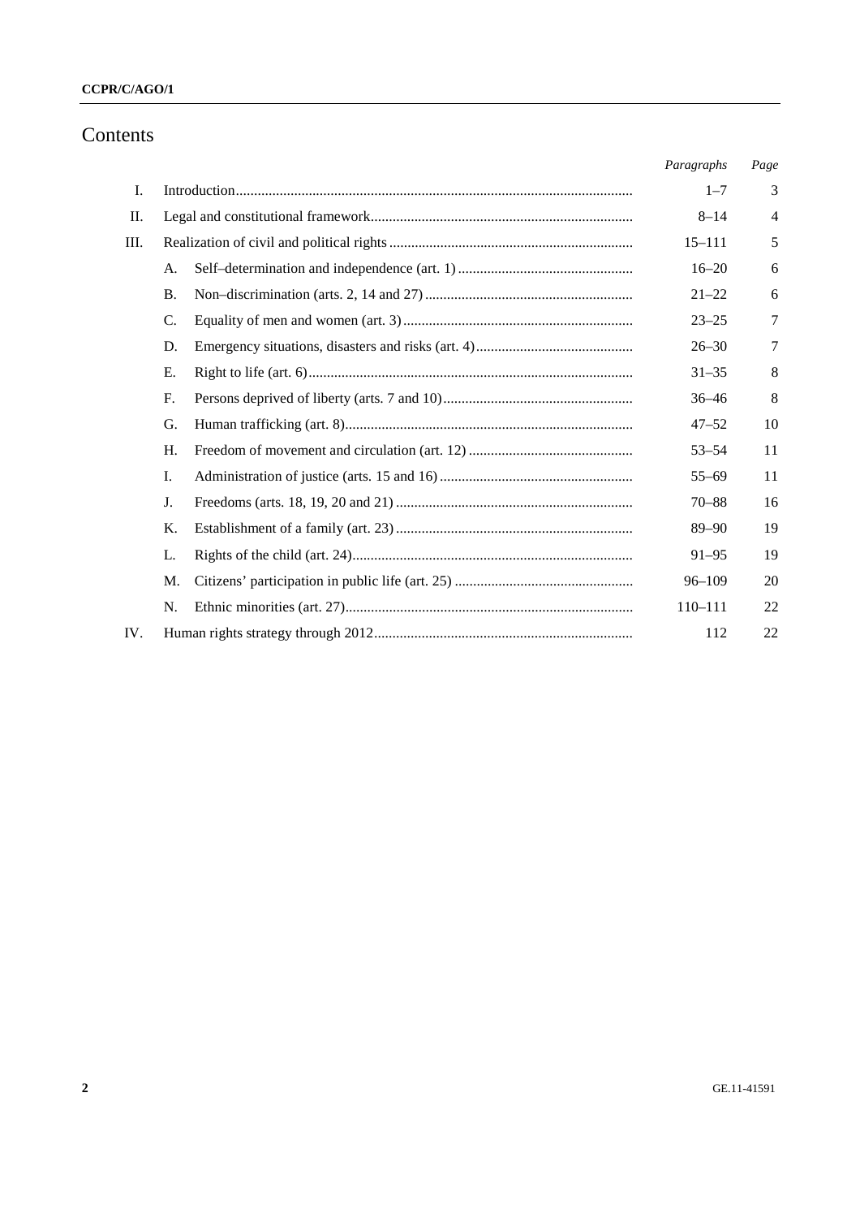# Contents

| | | | Paragraphs | Page |
|---|---|---|---|---|
| I. | Introduction | | 1–7 | 3 |
| II. | Legal and constitutional framework | | 8–14 | 4 |
| III. | Realization of civil and political rights | | 15–111 | 5 |
| | A. | Self–determination and independence (art. 1) | 16–20 | 6 |
| | B. | Non–discrimination (arts. 2, 14 and 27) | 21–22 | 6 |
| | C. | Equality of men and women (art. 3) | 23–25 | 7 |
| | D. | Emergency situations, disasters and risks (art. 4) | 26–30 | 7 |
| | E. | Right to life (art. 6) | 31–35 | 8 |
| | F. | Persons deprived of liberty (arts. 7 and 10) | 36–46 | 8 |
| | G. | Human trafficking (art. 8) | 47–52 | 10 |
| | H. | Freedom of movement and circulation (art. 12) | 53–54 | 11 |
| | I. | Administration of justice (arts. 15 and 16) | 55–69 | 11 |
| | J. | Freedoms (arts. 18, 19, 20 and 21) | 70–88 | 16 |
| | K. | Establishment of a family (art. 23) | 89–90 | 19 |
| | L. | Rights of the child (art. 24) | 91–95 | 19 |
| | M. | Citizens' participation in public life (art. 25) | 96–109 | 20 |
| | N. | Ethnic minorities (art. 27) | 110–111 | 22 |
| IV. | Human rights strategy through 2012 | | 112 | 22 |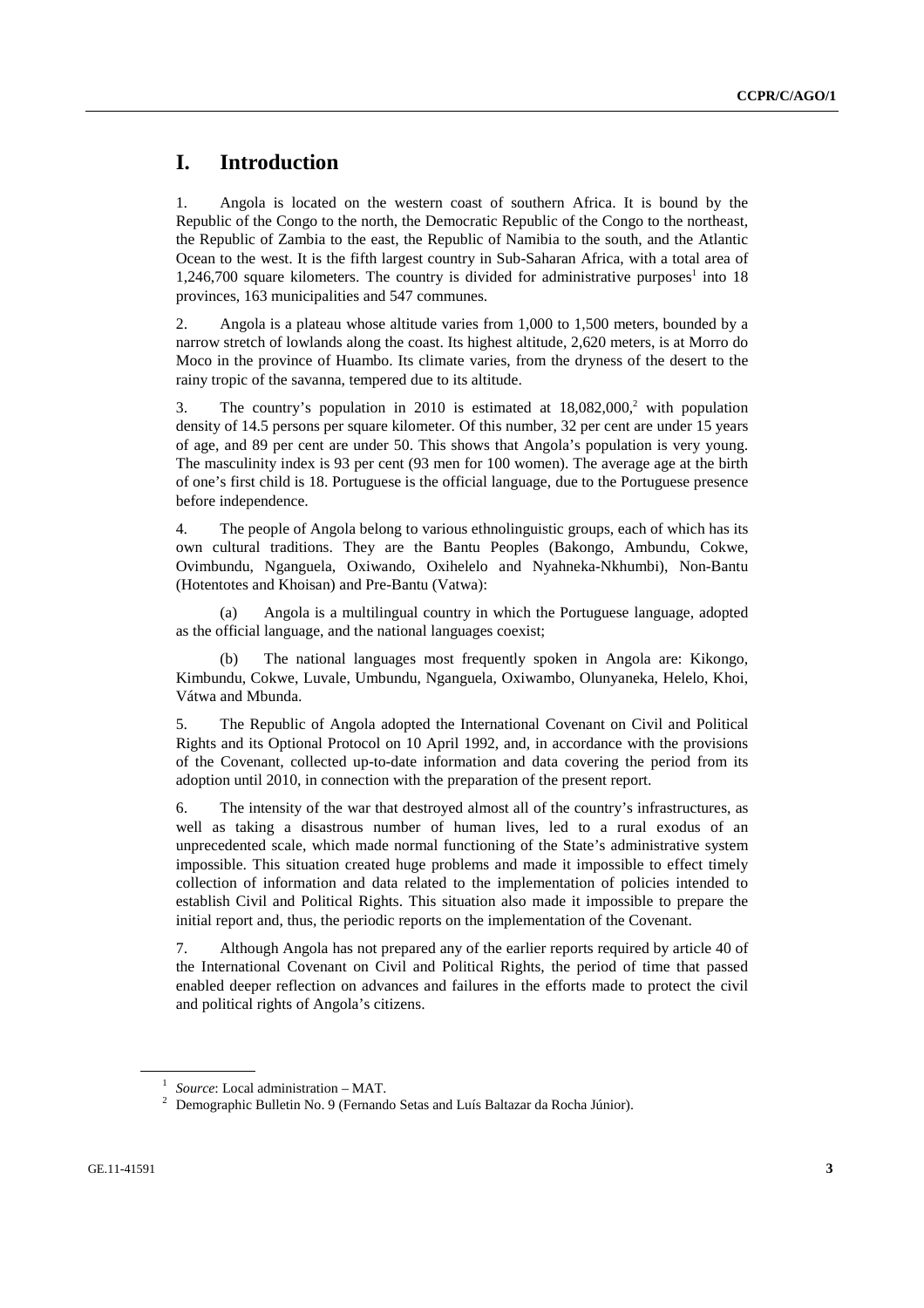# I. Introduction

1. Angola is located on the western coast of southern Africa. It is bound by the Republic of the Congo to the north, the Democratic Republic of the Congo to the northeast, the Republic of Zambia to the east, the Republic of Namibia to the south, and the Atlantic Ocean to the west. It is the fifth largest country in Sub-Saharan Africa, with a total area of 1,246,700 square kilometers. The country is divided for administrative purposes[1] into 18 provinces, 163 municipalities and 547 communes.

2. Angola is a plateau whose altitude varies from 1,000 to 1,500 meters, bounded by a narrow stretch of lowlands along the coast. Its highest altitude, 2,620 meters, is at Morro do Moco in the province of Huambo. Its climate varies, from the dryness of the desert to the rainy tropic of the savanna, tempered due to its altitude.

3. The country's population in 2010 is estimated at 18,082,000,[2] with population density of 14.5 persons per square kilometer. Of this number, 32 per cent are under 15 years of age, and 89 per cent are under 50. This shows that Angola's population is very young. The masculinity index is 93 per cent (93 men for 100 women). The average age at the birth of one's first child is 18. Portuguese is the official language, due to the Portuguese presence before independence.

4. The people of Angola belong to various ethnolinguistic groups, each of which has its own cultural traditions. They are the Bantu Peoples (Bakongo, Ambundu, Cokwe, Ovimbundu, Nganguela, Oxiwando, Oxihelelo and Nyahneka-Nkhumbi), Non-Bantu (Hotentotes and Khoisan) and Pre-Bantu (Vatwa):

(a) Angola is a multilingual country in which the Portuguese language, adopted as the official language, and the national languages coexist;

(b) The national languages most frequently spoken in Angola are: Kikongo, Kimbundu, Cokwe, Luvale, Umbundu, Nganguela, Oxiwambo, Olunyaneka, Helelo, Khoi, Vátwa and Mbunda.

5. The Republic of Angola adopted the International Covenant on Civil and Political Rights and its Optional Protocol on 10 April 1992, and, in accordance with the provisions of the Covenant, collected up-to-date information and data covering the period from its adoption until 2010, in connection with the preparation of the present report.

6. The intensity of the war that destroyed almost all of the country's infrastructures, as well as taking a disastrous number of human lives, led to a rural exodus of an unprecedented scale, which made normal functioning of the State's administrative system impossible. This situation created huge problems and made it impossible to effect timely collection of information and data related to the implementation of policies intended to establish Civil and Political Rights. This situation also made it impossible to prepare the initial report and, thus, the periodic reports on the implementation of the Covenant.

7. Although Angola has not prepared any of the earlier reports required by article 40 of the International Covenant on Civil and Political Rights, the period of time that passed enabled deeper reflection on advances and failures in the efforts made to protect the civil and political rights of Angola's citizens.

---

[1] *Source*: Local administration – MAT.

[2] Demographic Bulletin No. 9 (Fernando Setas and Luís Baltazar da Rocha Júnior).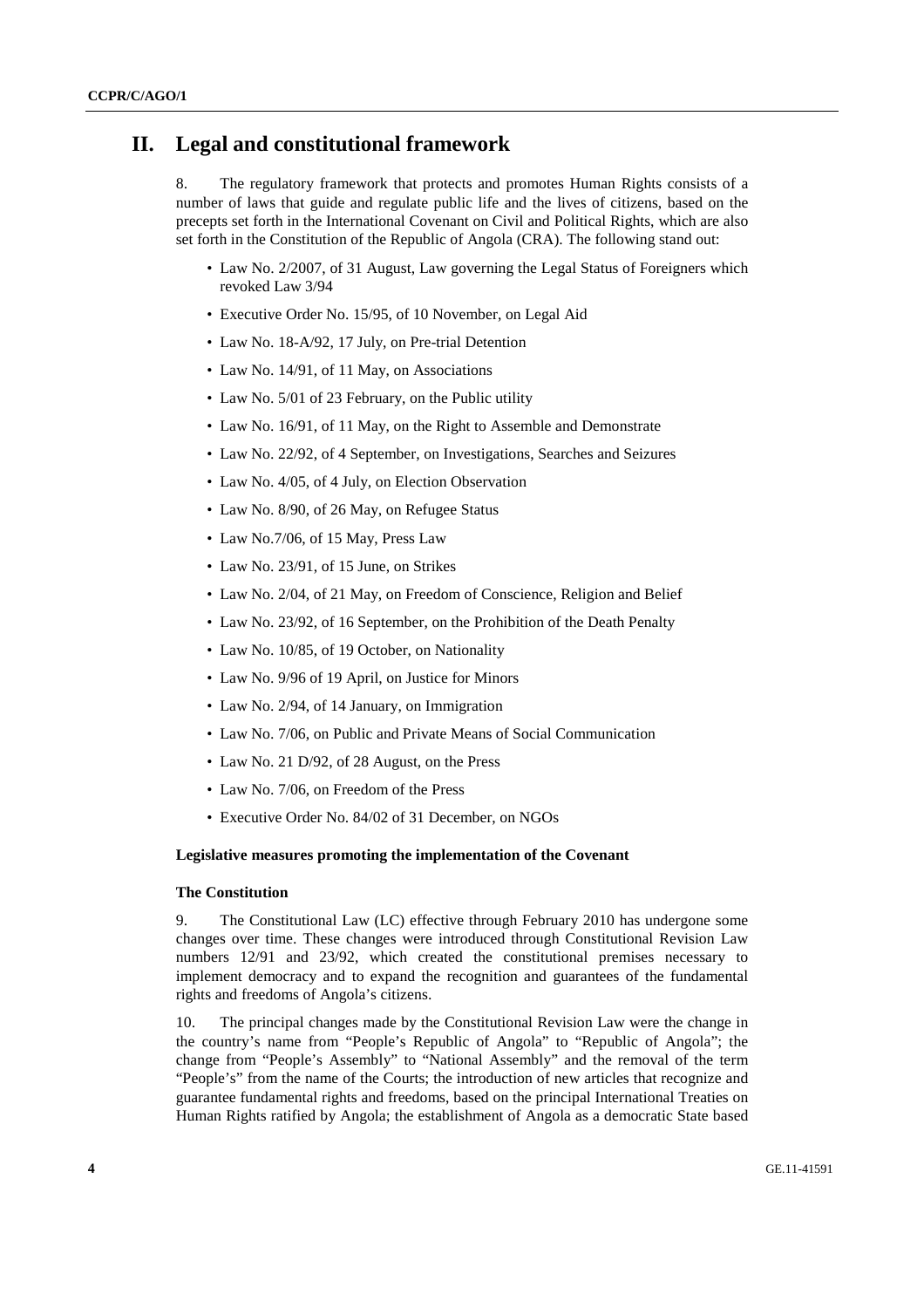# II. Legal and constitutional framework

8. The regulatory framework that protects and promotes Human Rights consists of a number of laws that guide and regulate public life and the lives of citizens, based on the precepts set forth in the International Covenant on Civil and Political Rights, which are also set forth in the Constitution of the Republic of Angola (CRA). The following stand out:

- Law No. 2/2007, of 31 August, Law governing the Legal Status of Foreigners which revoked Law 3/94
- Executive Order No. 15/95, of 10 November, on Legal Aid
- Law No. 18-A/92, 17 July, on Pre-trial Detention
- Law No. 14/91, of 11 May, on Associations
- Law No. 5/01 of 23 February, on the Public utility
- Law No. 16/91, of 11 May, on the Right to Assemble and Demonstrate
- Law No. 22/92, of 4 September, on Investigations, Searches and Seizures
- Law No. 4/05, of 4 July, on Election Observation
- Law No. 8/90, of 26 May, on Refugee Status
- Law No.7/06, of 15 May, Press Law
- Law No. 23/91, of 15 June, on Strikes
- Law No. 2/04, of 21 May, on Freedom of Conscience, Religion and Belief
- Law No. 23/92, of 16 September, on the Prohibition of the Death Penalty
- Law No. 10/85, of 19 October, on Nationality
- Law No. 9/96 of 19 April, on Justice for Minors
- Law No. 2/94, of 14 January, on Immigration
- Law No. 7/06, on Public and Private Means of Social Communication
- Law No. 21 D/92, of 28 August, on the Press
- Law No. 7/06, on Freedom of the Press
- Executive Order No. 84/02 of 31 December, on NGOs

#### Legislative measures promoting the implementation of the Covenant

#### The Constitution

9. The Constitutional Law (LC) effective through February 2010 has undergone some changes over time. These changes were introduced through Constitutional Revision Law numbers 12/91 and 23/92, which created the constitutional premises necessary to implement democracy and to expand the recognition and guarantees of the fundamental rights and freedoms of Angola's citizens.

10. The principal changes made by the Constitutional Revision Law were the change in the country's name from "People's Republic of Angola" to "Republic of Angola"; the change from "People's Assembly" to "National Assembly" and the removal of the term "People's" from the name of the Courts; the introduction of new articles that recognize and guarantee fundamental rights and freedoms, based on the principal International Treaties on Human Rights ratified by Angola; the establishment of Angola as a democratic State based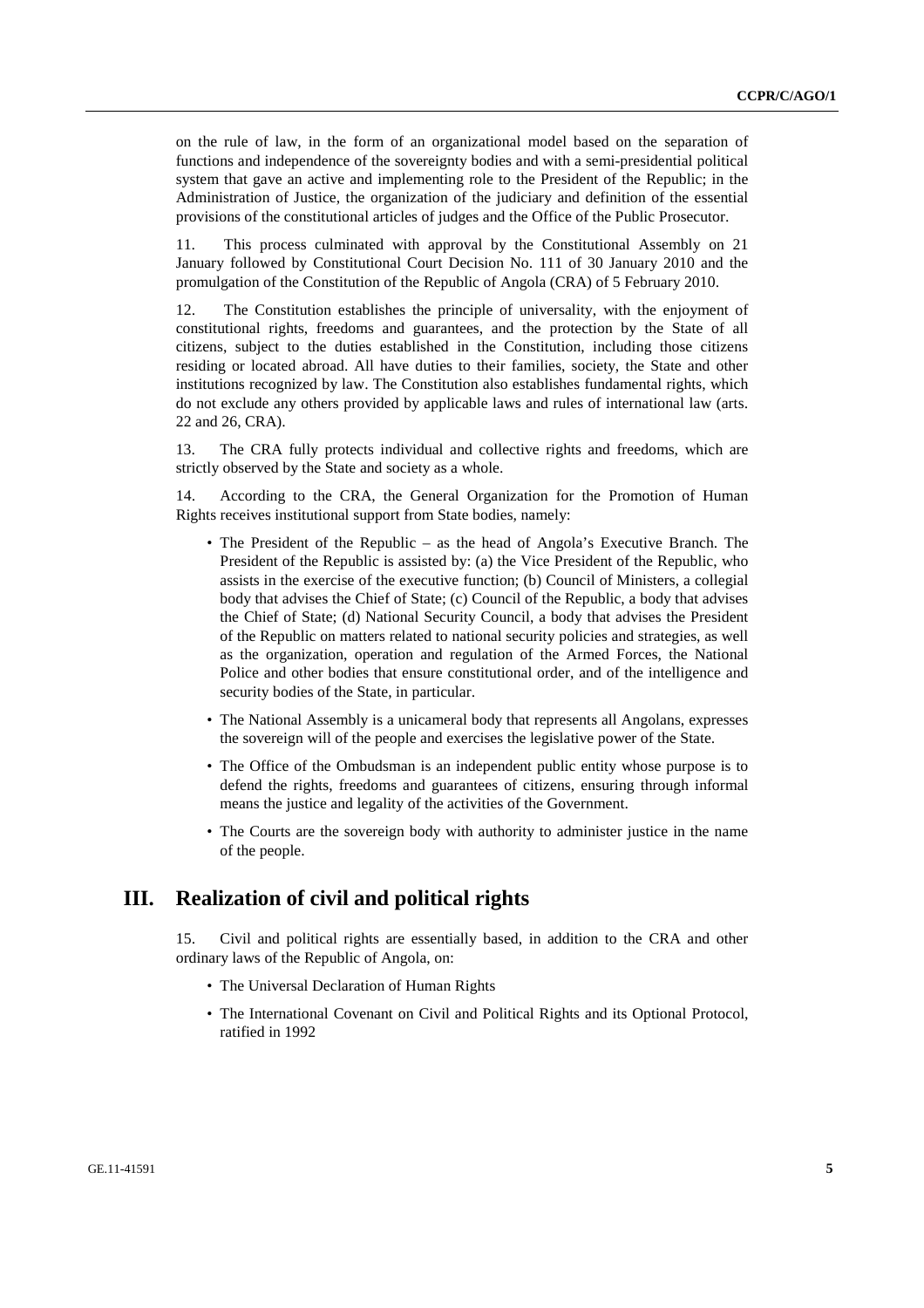on the rule of law, in the form of an organizational model based on the separation of functions and independence of the sovereignty bodies and with a semi-presidential political system that gave an active and implementing role to the President of the Republic; in the Administration of Justice, the organization of the judiciary and definition of the essential provisions of the constitutional articles of judges and the Office of the Public Prosecutor.

11. This process culminated with approval by the Constitutional Assembly on 21 January followed by Constitutional Court Decision No. 111 of 30 January 2010 and the promulgation of the Constitution of the Republic of Angola (CRA) of 5 February 2010.

12. The Constitution establishes the principle of universality, with the enjoyment of constitutional rights, freedoms and guarantees, and the protection by the State of all citizens, subject to the duties established in the Constitution, including those citizens residing or located abroad. All have duties to their families, society, the State and other institutions recognized by law. The Constitution also establishes fundamental rights, which do not exclude any others provided by applicable laws and rules of international law (arts. 22 and 26, CRA).

13. The CRA fully protects individual and collective rights and freedoms, which are strictly observed by the State and society as a whole.

14. According to the CRA, the General Organization for the Promotion of Human Rights receives institutional support from State bodies, namely:

- The President of the Republic – as the head of Angola's Executive Branch. The President of the Republic is assisted by: (a) the Vice President of the Republic, who assists in the exercise of the executive function; (b) Council of Ministers, a collegial body that advises the Chief of State; (c) Council of the Republic, a body that advises the Chief of State; (d) National Security Council, a body that advises the President of the Republic on matters related to national security policies and strategies, as well as the organization, operation and regulation of the Armed Forces, the National Police and other bodies that ensure constitutional order, and of the intelligence and security bodies of the State, in particular.
- The National Assembly is a unicameral body that represents all Angolans, expresses the sovereign will of the people and exercises the legislative power of the State.
- The Office of the Ombudsman is an independent public entity whose purpose is to defend the rights, freedoms and guarantees of citizens, ensuring through informal means the justice and legality of the activities of the Government.
- The Courts are the sovereign body with authority to administer justice in the name of the people.

## III. Realization of civil and political rights

15. Civil and political rights are essentially based, in addition to the CRA and other ordinary laws of the Republic of Angola, on:

- The Universal Declaration of Human Rights
- The International Covenant on Civil and Political Rights and its Optional Protocol, ratified in 1992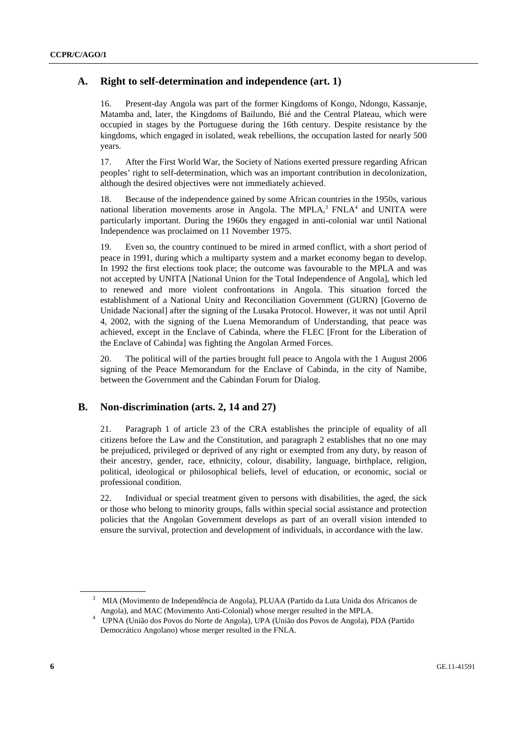## A. Right to self-determination and independence (art. 1)

16. Present-day Angola was part of the former Kingdoms of Kongo, Ndongo, Kassanje, Matamba and, later, the Kingdoms of Bailundo, Bié and the Central Plateau, which were occupied in stages by the Portuguese during the 16th century. Despite resistance by the kingdoms, which engaged in isolated, weak rebellions, the occupation lasted for nearly 500 years.

17. After the First World War, the Society of Nations exerted pressure regarding African peoples' right to self-determination, which was an important contribution in decolonization, although the desired objectives were not immediately achieved.

18. Because of the independence gained by some African countries in the 1950s, various national liberation movements arose in Angola. The MPLA,[3] FNLA[4] and UNITA were particularly important. During the 1960s they engaged in anti-colonial war until National Independence was proclaimed on 11 November 1975.

19. Even so, the country continued to be mired in armed conflict, with a short period of peace in 1991, during which a multiparty system and a market economy began to develop. In 1992 the first elections took place; the outcome was favourable to the MPLA and was not accepted by UNITA [National Union for the Total Independence of Angola], which led to renewed and more violent confrontations in Angola. This situation forced the establishment of a National Unity and Reconciliation Government (GURN) [Governo de Unidade Nacional] after the signing of the Lusaka Protocol. However, it was not until April 4, 2002, with the signing of the Luena Memorandum of Understanding, that peace was achieved, except in the Enclave of Cabinda, where the FLEC [Front for the Liberation of the Enclave of Cabinda] was fighting the Angolan Armed Forces.

20. The political will of the parties brought full peace to Angola with the 1 August 2006 signing of the Peace Memorandum for the Enclave of Cabinda, in the city of Namibe, between the Government and the Cabindan Forum for Dialog.

## B. Non-discrimination (arts. 2, 14 and 27)

21. Paragraph 1 of article 23 of the CRA establishes the principle of equality of all citizens before the Law and the Constitution, and paragraph 2 establishes that no one may be prejudiced, privileged or deprived of any right or exempted from any duty, by reason of their ancestry, gender, race, ethnicity, colour, disability, language, birthplace, religion, political, ideological or philosophical beliefs, level of education, or economic, social or professional condition.

22. Individual or special treatment given to persons with disabilities, the aged, the sick or those who belong to minority groups, falls within special social assistance and protection policies that the Angolan Government develops as part of an overall vision intended to ensure the survival, protection and development of individuals, in accordance with the law.

---

[3] MIA (Movimento de Independência de Angola), PLUAA (Partido da Luta Unida dos Africanos de Angola), and MAC (Movimento Anti-Colonial) whose merger resulted in the MPLA.

[4] UPNA (União dos Povos do Norte de Angola), UPA (União dos Povos de Angola), PDA (Partido Democrático Angolano) whose merger resulted in the FNLA.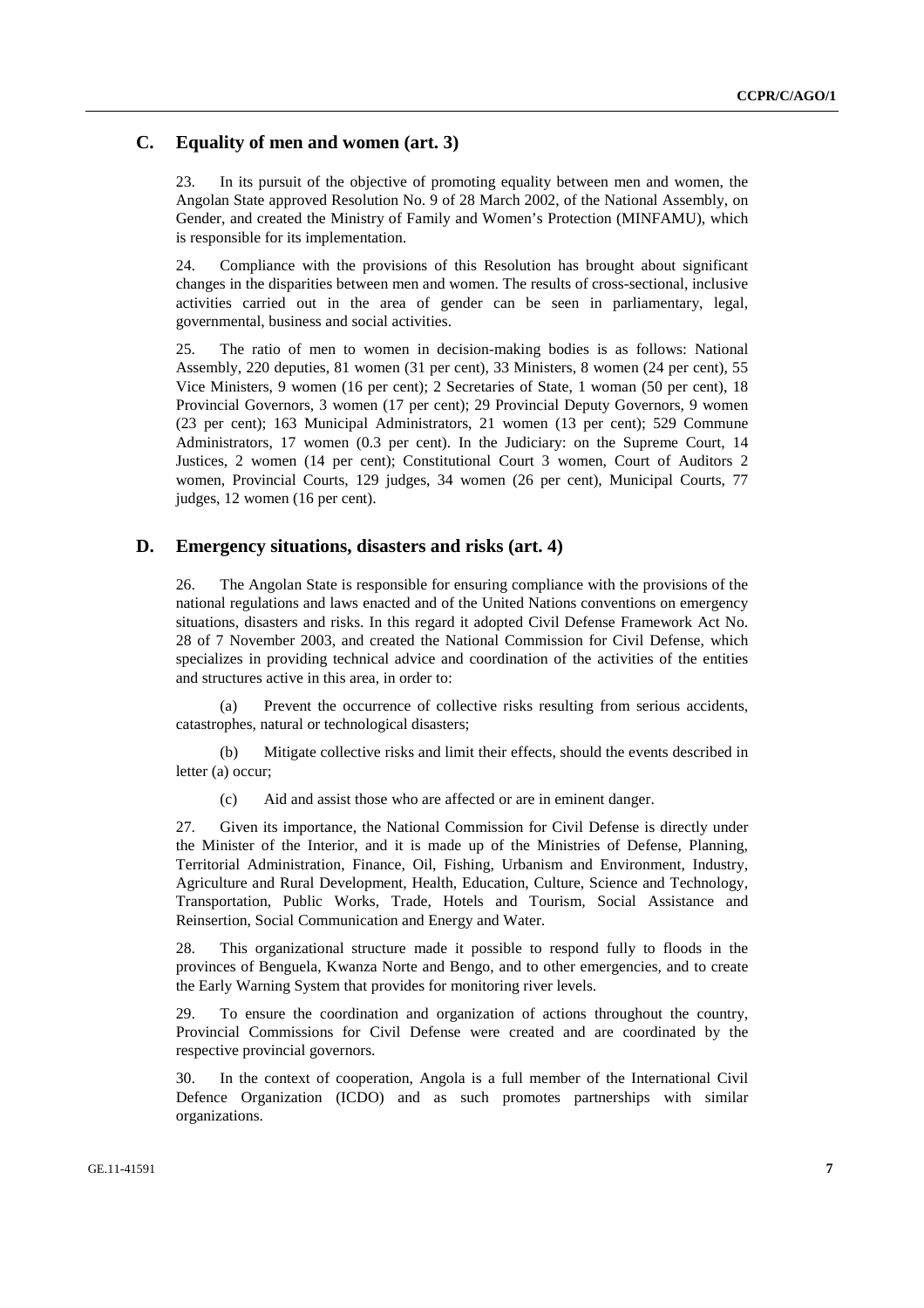## C. Equality of men and women (art. 3)

23. In its pursuit of the objective of promoting equality between men and women, the Angolan State approved Resolution No. 9 of 28 March 2002, of the National Assembly, on Gender, and created the Ministry of Family and Women's Protection (MINFAMU), which is responsible for its implementation.

24. Compliance with the provisions of this Resolution has brought about significant changes in the disparities between men and women. The results of cross-sectional, inclusive activities carried out in the area of gender can be seen in parliamentary, legal, governmental, business and social activities.

25. The ratio of men to women in decision-making bodies is as follows: National Assembly, 220 deputies, 81 women (31 per cent), 33 Ministers, 8 women (24 per cent), 55 Vice Ministers, 9 women (16 per cent); 2 Secretaries of State, 1 woman (50 per cent), 18 Provincial Governors, 3 women (17 per cent); 29 Provincial Deputy Governors, 9 women (23 per cent); 163 Municipal Administrators, 21 women (13 per cent); 529 Commune Administrators, 17 women (0.3 per cent). In the Judiciary: on the Supreme Court, 14 Justices, 2 women (14 per cent); Constitutional Court 3 women, Court of Auditors 2 women, Provincial Courts, 129 judges, 34 women (26 per cent), Municipal Courts, 77 judges, 12 women (16 per cent).

## D. Emergency situations, disasters and risks (art. 4)

26. The Angolan State is responsible for ensuring compliance with the provisions of the national regulations and laws enacted and of the United Nations conventions on emergency situations, disasters and risks. In this regard it adopted Civil Defense Framework Act No. 28 of 7 November 2003, and created the National Commission for Civil Defense, which specializes in providing technical advice and coordination of the activities of the entities and structures active in this area, in order to:

(a) Prevent the occurrence of collective risks resulting from serious accidents, catastrophes, natural or technological disasters;

(b) Mitigate collective risks and limit their effects, should the events described in letter (a) occur;

(c) Aid and assist those who are affected or are in eminent danger.

27. Given its importance, the National Commission for Civil Defense is directly under the Minister of the Interior, and it is made up of the Ministries of Defense, Planning, Territorial Administration, Finance, Oil, Fishing, Urbanism and Environment, Industry, Agriculture and Rural Development, Health, Education, Culture, Science and Technology, Transportation, Public Works, Trade, Hotels and Tourism, Social Assistance and Reinsertion, Social Communication and Energy and Water.

28. This organizational structure made it possible to respond fully to floods in the provinces of Benguela, Kwanza Norte and Bengo, and to other emergencies, and to create the Early Warning System that provides for monitoring river levels.

29. To ensure the coordination and organization of actions throughout the country, Provincial Commissions for Civil Defense were created and are coordinated by the respective provincial governors.

30. In the context of cooperation, Angola is a full member of the International Civil Defence Organization (ICDO) and as such promotes partnerships with similar organizations.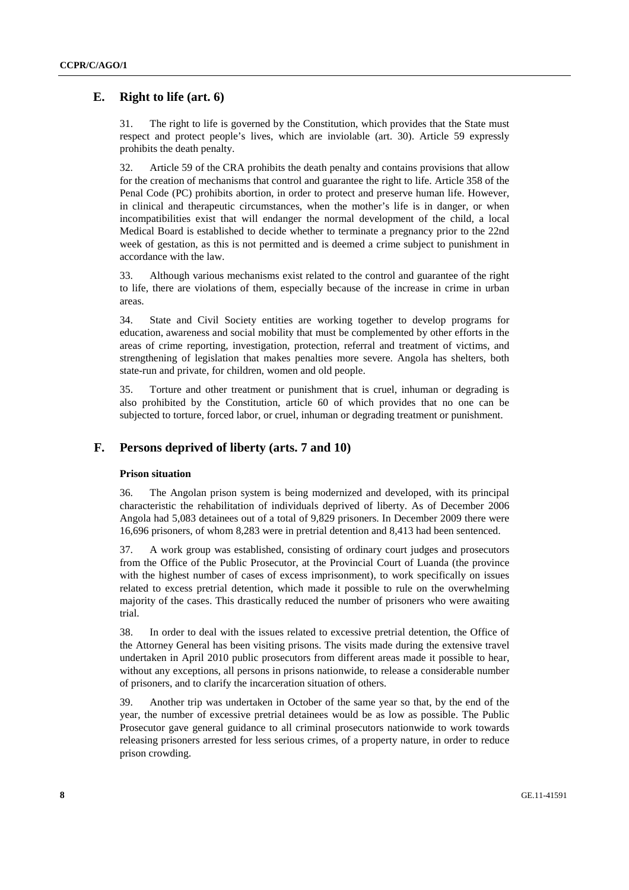## E. Right to life (art. 6)

31. The right to life is governed by the Constitution, which provides that the State must respect and protect people's lives, which are inviolable (art. 30). Article 59 expressly prohibits the death penalty.

32. Article 59 of the CRA prohibits the death penalty and contains provisions that allow for the creation of mechanisms that control and guarantee the right to life. Article 358 of the Penal Code (PC) prohibits abortion, in order to protect and preserve human life. However, in clinical and therapeutic circumstances, when the mother's life is in danger, or when incompatibilities exist that will endanger the normal development of the child, a local Medical Board is established to decide whether to terminate a pregnancy prior to the 22nd week of gestation, as this is not permitted and is deemed a crime subject to punishment in accordance with the law.

33. Although various mechanisms exist related to the control and guarantee of the right to life, there are violations of them, especially because of the increase in crime in urban areas.

34. State and Civil Society entities are working together to develop programs for education, awareness and social mobility that must be complemented by other efforts in the areas of crime reporting, investigation, protection, referral and treatment of victims, and strengthening of legislation that makes penalties more severe. Angola has shelters, both state-run and private, for children, women and old people.

35. Torture and other treatment or punishment that is cruel, inhuman or degrading is also prohibited by the Constitution, article 60 of which provides that no one can be subjected to torture, forced labor, or cruel, inhuman or degrading treatment or punishment.

## F. Persons deprived of liberty (arts. 7 and 10)

### Prison situation

36. The Angolan prison system is being modernized and developed, with its principal characteristic the rehabilitation of individuals deprived of liberty. As of December 2006 Angola had 5,083 detainees out of a total of 9,829 prisoners. In December 2009 there were 16,696 prisoners, of whom 8,283 were in pretrial detention and 8,413 had been sentenced.

37. A work group was established, consisting of ordinary court judges and prosecutors from the Office of the Public Prosecutor, at the Provincial Court of Luanda (the province with the highest number of cases of excess imprisonment), to work specifically on issues related to excess pretrial detention, which made it possible to rule on the overwhelming majority of the cases. This drastically reduced the number of prisoners who were awaiting trial.

38. In order to deal with the issues related to excessive pretrial detention, the Office of the Attorney General has been visiting prisons. The visits made during the extensive travel undertaken in April 2010 public prosecutors from different areas made it possible to hear, without any exceptions, all persons in prisons nationwide, to release a considerable number of prisoners, and to clarify the incarceration situation of others.

39. Another trip was undertaken in October of the same year so that, by the end of the year, the number of excessive pretrial detainees would be as low as possible. The Public Prosecutor gave general guidance to all criminal prosecutors nationwide to work towards releasing prisoners arrested for less serious crimes, of a property nature, in order to reduce prison crowding.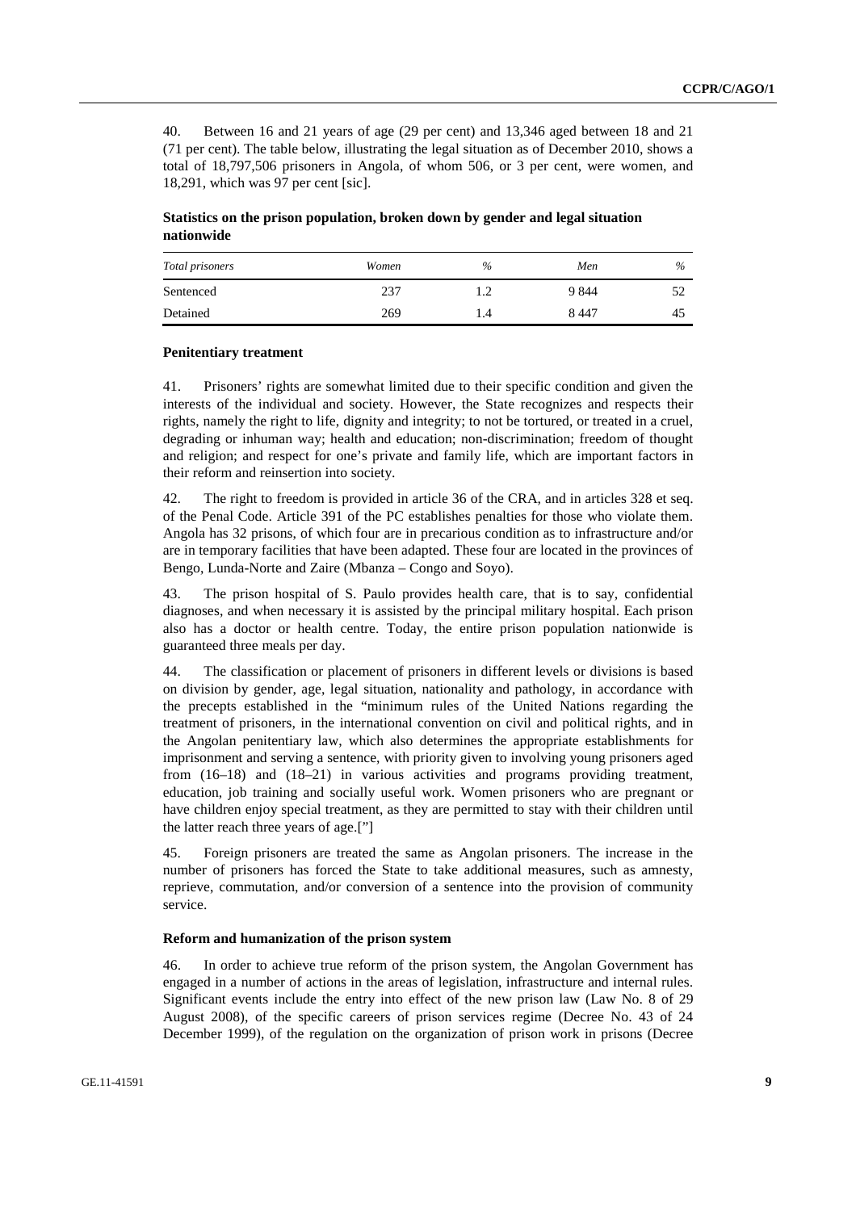40. Between 16 and 21 years of age (29 per cent) and 13,346 aged between 18 and 21 (71 per cent). The table below, illustrating the legal situation as of December 2010, shows a total of 18,797,506 prisoners in Angola, of whom 506, or 3 per cent, were women, and 18,291, which was 97 per cent [sic].

**Statistics on the prison population, broken down by gender and legal situation nationwide**

| *Total prisoners* | *Women* | *%* | *Men* | *%* |
|---|---|---|---|---|
| Sentenced | 237 | 1.2 | 9 844 | 52 |
| Detained | 269 | 1.4 | 8 447 | 45 |

**Penitentiary treatment**

41. Prisoners' rights are somewhat limited due to their specific condition and given the interests of the individual and society. However, the State recognizes and respects their rights, namely the right to life, dignity and integrity; to not be tortured, or treated in a cruel, degrading or inhuman way; health and education; non-discrimination; freedom of thought and religion; and respect for one's private and family life, which are important factors in their reform and reinsertion into society.

42. The right to freedom is provided in article 36 of the CRA, and in articles 328 et seq. of the Penal Code. Article 391 of the PC establishes penalties for those who violate them. Angola has 32 prisons, of which four are in precarious condition as to infrastructure and/or are in temporary facilities that have been adapted. These four are located in the provinces of Bengo, Lunda-Norte and Zaire (Mbanza – Congo and Soyo).

43. The prison hospital of S. Paulo provides health care, that is to say, confidential diagnoses, and when necessary it is assisted by the principal military hospital. Each prison also has a doctor or health centre. Today, the entire prison population nationwide is guaranteed three meals per day.

44. The classification or placement of prisoners in different levels or divisions is based on division by gender, age, legal situation, nationality and pathology, in accordance with the precepts established in the "minimum rules of the United Nations regarding the treatment of prisoners, in the international convention on civil and political rights, and in the Angolan penitentiary law, which also determines the appropriate establishments for imprisonment and serving a sentence, with priority given to involving young prisoners aged from (16–18) and (18–21) in various activities and programs providing treatment, education, job training and socially useful work. Women prisoners who are pregnant or have children enjoy special treatment, as they are permitted to stay with their children until the latter reach three years of age.["]

45. Foreign prisoners are treated the same as Angolan prisoners. The increase in the number of prisoners has forced the State to take additional measures, such as amnesty, reprieve, commutation, and/or conversion of a sentence into the provision of community service.

**Reform and humanization of the prison system**

46. In order to achieve true reform of the prison system, the Angolan Government has engaged in a number of actions in the areas of legislation, infrastructure and internal rules. Significant events include the entry into effect of the new prison law (Law No. 8 of 29 August 2008), of the specific careers of prison services regime (Decree No. 43 of 24 December 1999), of the regulation on the organization of prison work in prisons (Decree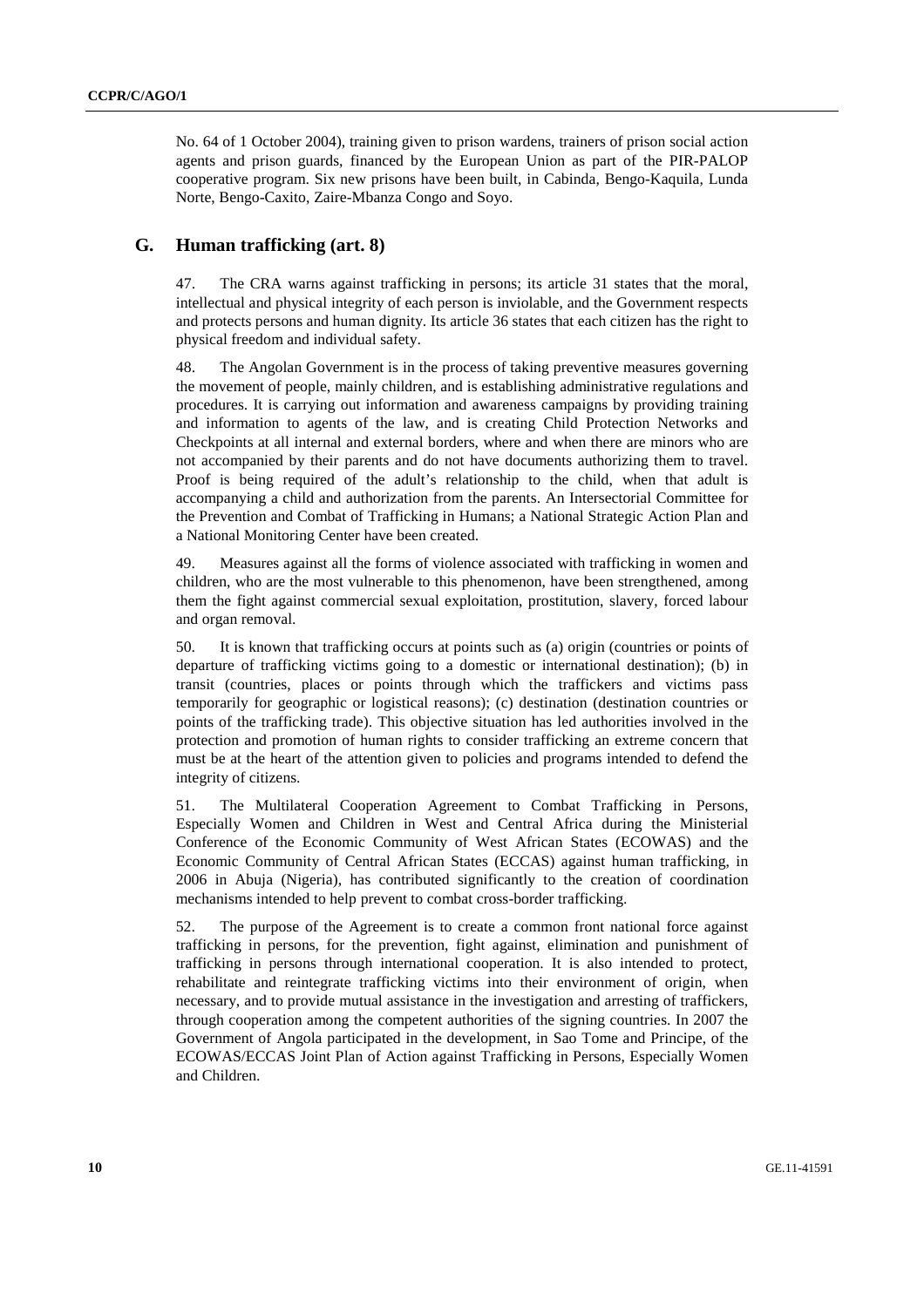No. 64 of 1 October 2004), training given to prison wardens, trainers of prison social action agents and prison guards, financed by the European Union as part of the PIR-PALOP cooperative program. Six new prisons have been built, in Cabinda, Bengo-Kaquila, Lunda Norte, Bengo-Caxito, Zaire-Mbanza Congo and Soyo.

## G. Human trafficking (art. 8)

47. The CRA warns against trafficking in persons; its article 31 states that the moral, intellectual and physical integrity of each person is inviolable, and the Government respects and protects persons and human dignity. Its article 36 states that each citizen has the right to physical freedom and individual safety.

48. The Angolan Government is in the process of taking preventive measures governing the movement of people, mainly children, and is establishing administrative regulations and procedures. It is carrying out information and awareness campaigns by providing training and information to agents of the law, and is creating Child Protection Networks and Checkpoints at all internal and external borders, where and when there are minors who are not accompanied by their parents and do not have documents authorizing them to travel. Proof is being required of the adult's relationship to the child, when that adult is accompanying a child and authorization from the parents. An Intersectorial Committee for the Prevention and Combat of Trafficking in Humans; a National Strategic Action Plan and a National Monitoring Center have been created.

49. Measures against all the forms of violence associated with trafficking in women and children, who are the most vulnerable to this phenomenon, have been strengthened, among them the fight against commercial sexual exploitation, prostitution, slavery, forced labour and organ removal.

50. It is known that trafficking occurs at points such as (a) origin (countries or points of departure of trafficking victims going to a domestic or international destination); (b) in transit (countries, places or points through which the traffickers and victims pass temporarily for geographic or logistical reasons); (c) destination (destination countries or points of the trafficking trade). This objective situation has led authorities involved in the protection and promotion of human rights to consider trafficking an extreme concern that must be at the heart of the attention given to policies and programs intended to defend the integrity of citizens.

51. The Multilateral Cooperation Agreement to Combat Trafficking in Persons, Especially Women and Children in West and Central Africa during the Ministerial Conference of the Economic Community of West African States (ECOWAS) and the Economic Community of Central African States (ECCAS) against human trafficking, in 2006 in Abuja (Nigeria), has contributed significantly to the creation of coordination mechanisms intended to help prevent to combat cross-border trafficking.

52. The purpose of the Agreement is to create a common front national force against trafficking in persons, for the prevention, fight against, elimination and punishment of trafficking in persons through international cooperation. It is also intended to protect, rehabilitate and reintegrate trafficking victims into their environment of origin, when necessary, and to provide mutual assistance in the investigation and arresting of traffickers, through cooperation among the competent authorities of the signing countries. In 2007 the Government of Angola participated in the development, in Sao Tome and Principe, of the ECOWAS/ECCAS Joint Plan of Action against Trafficking in Persons, Especially Women and Children.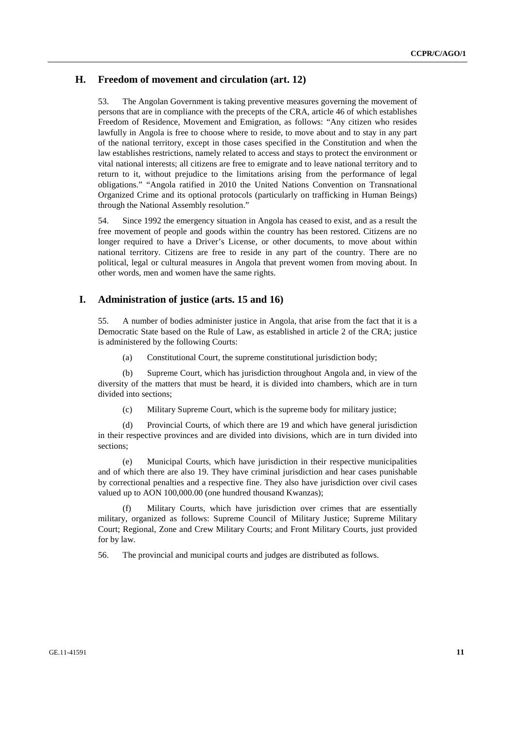## H. Freedom of movement and circulation (art. 12)

53. The Angolan Government is taking preventive measures governing the movement of persons that are in compliance with the precepts of the CRA, article 46 of which establishes Freedom of Residence, Movement and Emigration, as follows: "Any citizen who resides lawfully in Angola is free to choose where to reside, to move about and to stay in any part of the national territory, except in those cases specified in the Constitution and when the law establishes restrictions, namely related to access and stays to protect the environment or vital national interests; all citizens are free to emigrate and to leave national territory and to return to it, without prejudice to the limitations arising from the performance of legal obligations." "Angola ratified in 2010 the United Nations Convention on Transnational Organized Crime and its optional protocols (particularly on trafficking in Human Beings) through the National Assembly resolution."

54. Since 1992 the emergency situation in Angola has ceased to exist, and as a result the free movement of people and goods within the country has been restored. Citizens are no longer required to have a Driver's License, or other documents, to move about within national territory. Citizens are free to reside in any part of the country. There are no political, legal or cultural measures in Angola that prevent women from moving about. In other words, men and women have the same rights.

## I. Administration of justice (arts. 15 and 16)

55. A number of bodies administer justice in Angola, that arise from the fact that it is a Democratic State based on the Rule of Law, as established in article 2 of the CRA; justice is administered by the following Courts:

(a) Constitutional Court, the supreme constitutional jurisdiction body;

(b) Supreme Court, which has jurisdiction throughout Angola and, in view of the diversity of the matters that must be heard, it is divided into chambers, which are in turn divided into sections;

(c) Military Supreme Court, which is the supreme body for military justice;

(d) Provincial Courts, of which there are 19 and which have general jurisdiction in their respective provinces and are divided into divisions, which are in turn divided into sections;

(e) Municipal Courts, which have jurisdiction in their respective municipalities and of which there are also 19. They have criminal jurisdiction and hear cases punishable by correctional penalties and a respective fine. They also have jurisdiction over civil cases valued up to AON 100,000.00 (one hundred thousand Kwanzas);

(f) Military Courts, which have jurisdiction over crimes that are essentially military, organized as follows: Supreme Council of Military Justice; Supreme Military Court; Regional, Zone and Crew Military Courts; and Front Military Courts, just provided for by law.

56. The provincial and municipal courts and judges are distributed as follows.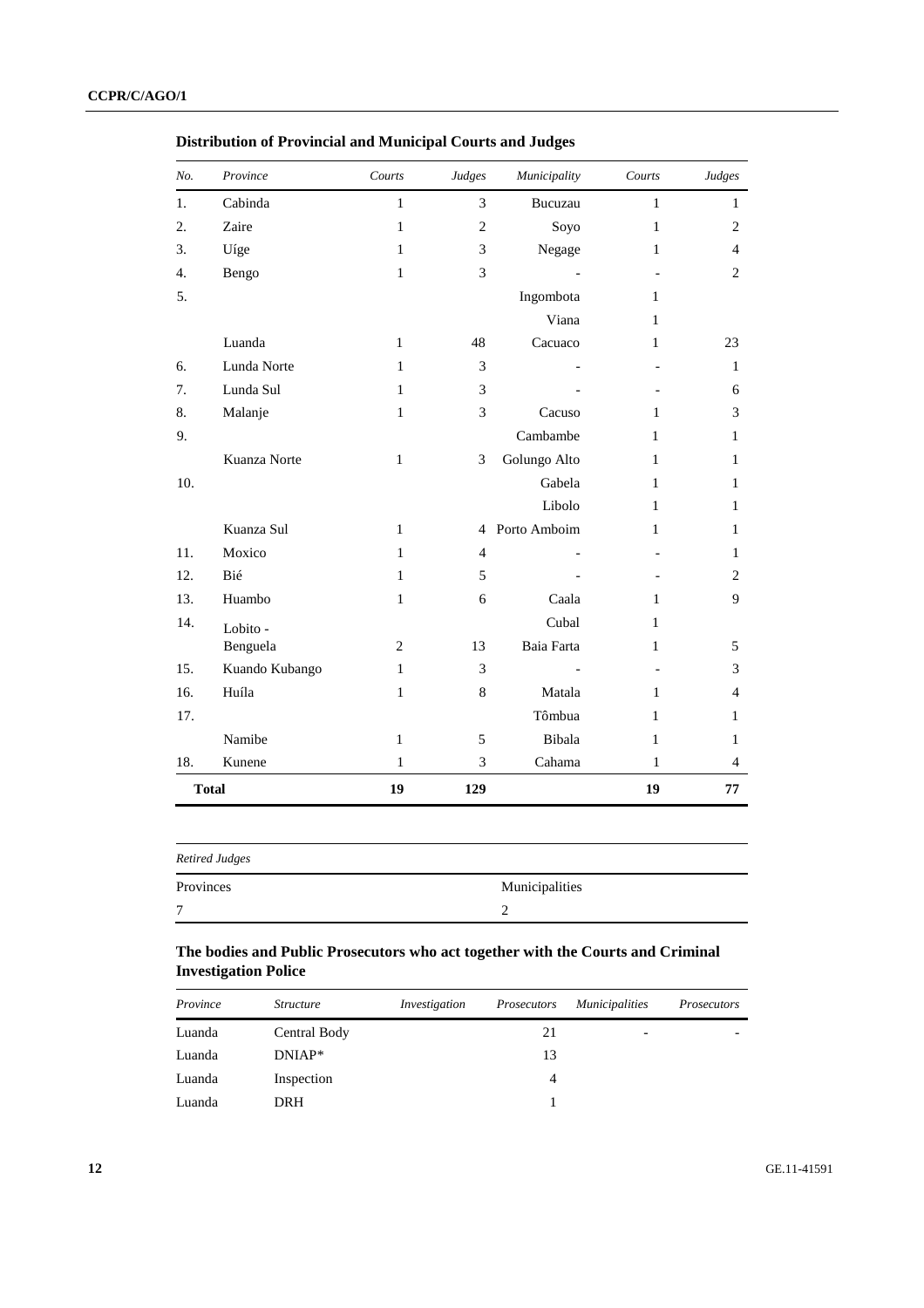**Distribution of Provincial and Municipal Courts and Judges**

| *No.* | *Province* | *Courts* | *Judges* | *Municipality* | *Courts* | *Judges* |
|---|---|---|---|---|---|---|
| 1. | Cabinda | 1 | 3 | Bucuzau | 1 | 1 |
| 2. | Zaire | 1 | 2 | Soyo | 1 | 2 |
| 3. | Uíge | 1 | 3 | Negage | 1 | 4 |
| 4. | Bengo | 1 | 3 | - | - | 2 |
| 5. | | | | Ingombota | 1 | |
| | | | | Viana | 1 | |
| | Luanda | 1 | 48 | Cacuaco | 1 | 23 |
| 6. | Lunda Norte | 1 | 3 | - | - | 1 |
| 7. | Lunda Sul | 1 | 3 | - | - | 6 |
| 8. | Malanje | 1 | 3 | Cacuso | 1 | 3 |
| 9. | | | | Cambambe | 1 | 1 |
| | Kuanza Norte | 1 | 3 | Golungo Alto | 1 | 1 |
| 10. | | | | Gabela | 1 | 1 |
| | | | | Libolo | 1 | 1 |
| | Kuanza Sul | 1 | 4 | Porto Amboim | 1 | 1 |
| 11. | Moxico | 1 | 4 | - | - | 1 |
| 12. | Bié | 1 | 5 | - | - | 2 |
| 13. | Huambo | 1 | 6 | Caala | 1 | 9 |
| 14. | Lobito - | | | Cubal | 1 | |
| | Benguela | 2 | 13 | Baia Farta | 1 | 5 |
| 15. | Kuando Kubango | 1 | 3 | - | - | 3 |
| 16. | Huíla | 1 | 8 | Matala | 1 | 4 |
| 17. | | | | Tômbua | 1 | 1 |
| | Namibe | 1 | 5 | Bibala | 1 | 1 |
| 18. | Kunene | 1 | 3 | Cahama | 1 | 4 |
| **Total** | | **19** | **129** | | **19** | **77** |

| *Retired Judges* | |
|---|---|
| Provinces | Municipalities |
| 7 | 2 |

**The bodies and Public Prosecutors who act together with the Courts and Criminal Investigation Police**

| *Province* | *Structure* | *Investigation* | *Prosecutors* | *Municipalities* | *Prosecutors* |
|---|---|---|---|---|---|
| Luanda | Central Body | | 21 | - | - |
| Luanda | DNIAP* | | 13 | | |
| Luanda | Inspection | | 4 | | |
| Luanda | DRH | | 1 | | |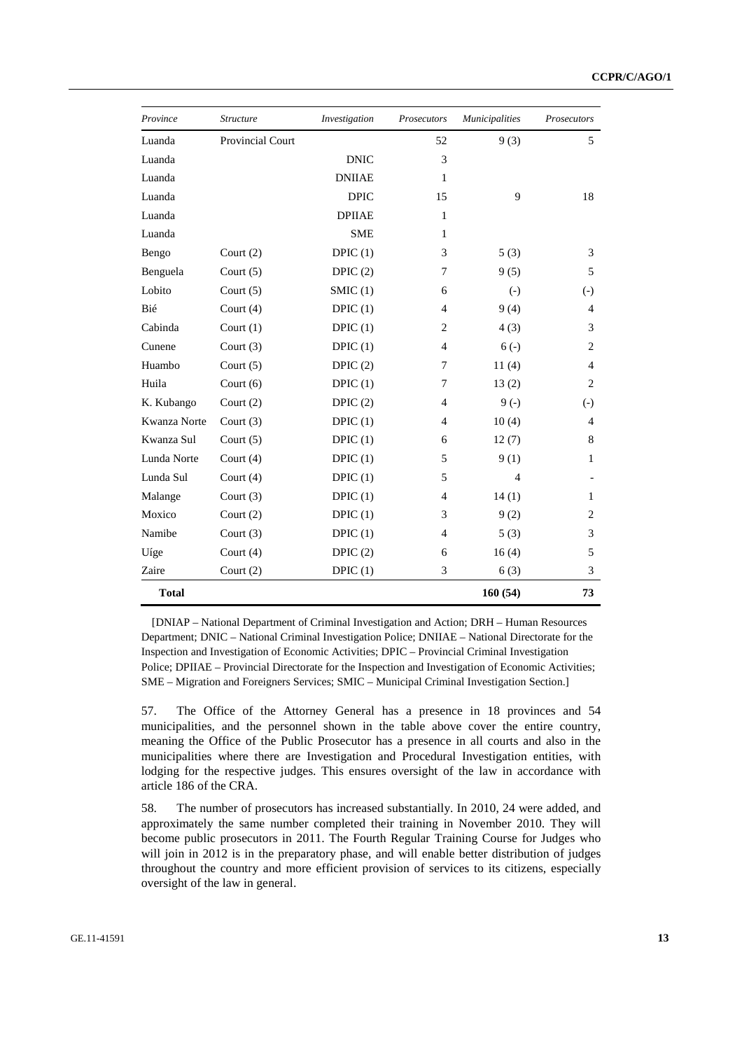| *Province* | *Structure* | *Investigation* | *Prosecutors* | *Municipalities* | *Prosecutors* |
|---|---|---|---|---|---|
| Luanda | Provincial Court | | 52 | 9 (3) | 5 |
| Luanda | | DNIC | 3 | | |
| Luanda | | DNIIAE | 1 | | |
| Luanda | | DPIC | 15 | 9 | 18 |
| Luanda | | DPIIAE | 1 | | |
| Luanda | | SME | 1 | | |
| Bengo | Court (2) | DPIC (1) | 3 | 5 (3) | 3 |
| Benguela | Court (5) | DPIC (2) | 7 | 9 (5) | 5 |
| Lobito | Court (5) | SMIC (1) | 6 | (-) | (-) |
| Bié | Court (4) | DPIC (1) | 4 | 9 (4) | 4 |
| Cabinda | Court (1) | DPIC (1) | 2 | 4 (3) | 3 |
| Cunene | Court (3) | DPIC (1) | 4 | 6 (-) | 2 |
| Huambo | Court (5) | DPIC (2) | 7 | 11 (4) | 4 |
| Huila | Court (6) | DPIC (1) | 7 | 13 (2) | 2 |
| K. Kubango | Court (2) | DPIC (2) | 4 | 9 (-) | (-) |
| Kwanza Norte | Court (3) | DPIC (1) | 4 | 10 (4) | 4 |
| Kwanza Sul | Court (5) | DPIC (1) | 6 | 12 (7) | 8 |
| Lunda Norte | Court (4) | DPIC (1) | 5 | 9 (1) | 1 |
| Lunda Sul | Court (4) | DPIC (1) | 5 | 4 | - |
| Malange | Court (3) | DPIC (1) | 4 | 14 (1) | 1 |
| Moxico | Court (2) | DPIC (1) | 3 | 9 (2) | 2 |
| Namibe | Court (3) | DPIC (1) | 4 | 5 (3) | 3 |
| Uíge | Court (4) | DPIC (2) | 6 | 16 (4) | 5 |
| Zaire | Court (2) | DPIC (1) | 3 | 6 (3) | 3 |
| **Total** | | | | **160 (54)** | **73** |

[DNIAP – National Department of Criminal Investigation and Action; DRH – Human Resources Department; DNIC – National Criminal Investigation Police; DNIIAE – National Directorate for the Inspection and Investigation of Economic Activities; DPIC – Provincial Criminal Investigation Police; DPIIAE – Provincial Directorate for the Inspection and Investigation of Economic Activities; SME – Migration and Foreigners Services; SMIC – Municipal Criminal Investigation Section.]

57. The Office of the Attorney General has a presence in 18 provinces and 54 municipalities, and the personnel shown in the table above cover the entire country, meaning the Office of the Public Prosecutor has a presence in all courts and also in the municipalities where there are Investigation and Procedural Investigation entities, with lodging for the respective judges. This ensures oversight of the law in accordance with article 186 of the CRA.

58. The number of prosecutors has increased substantially. In 2010, 24 were added, and approximately the same number completed their training in November 2010. They will become public prosecutors in 2011. The Fourth Regular Training Course for Judges who will join in 2012 is in the preparatory phase, and will enable better distribution of judges throughout the country and more efficient provision of services to its citizens, especially oversight of the law in general.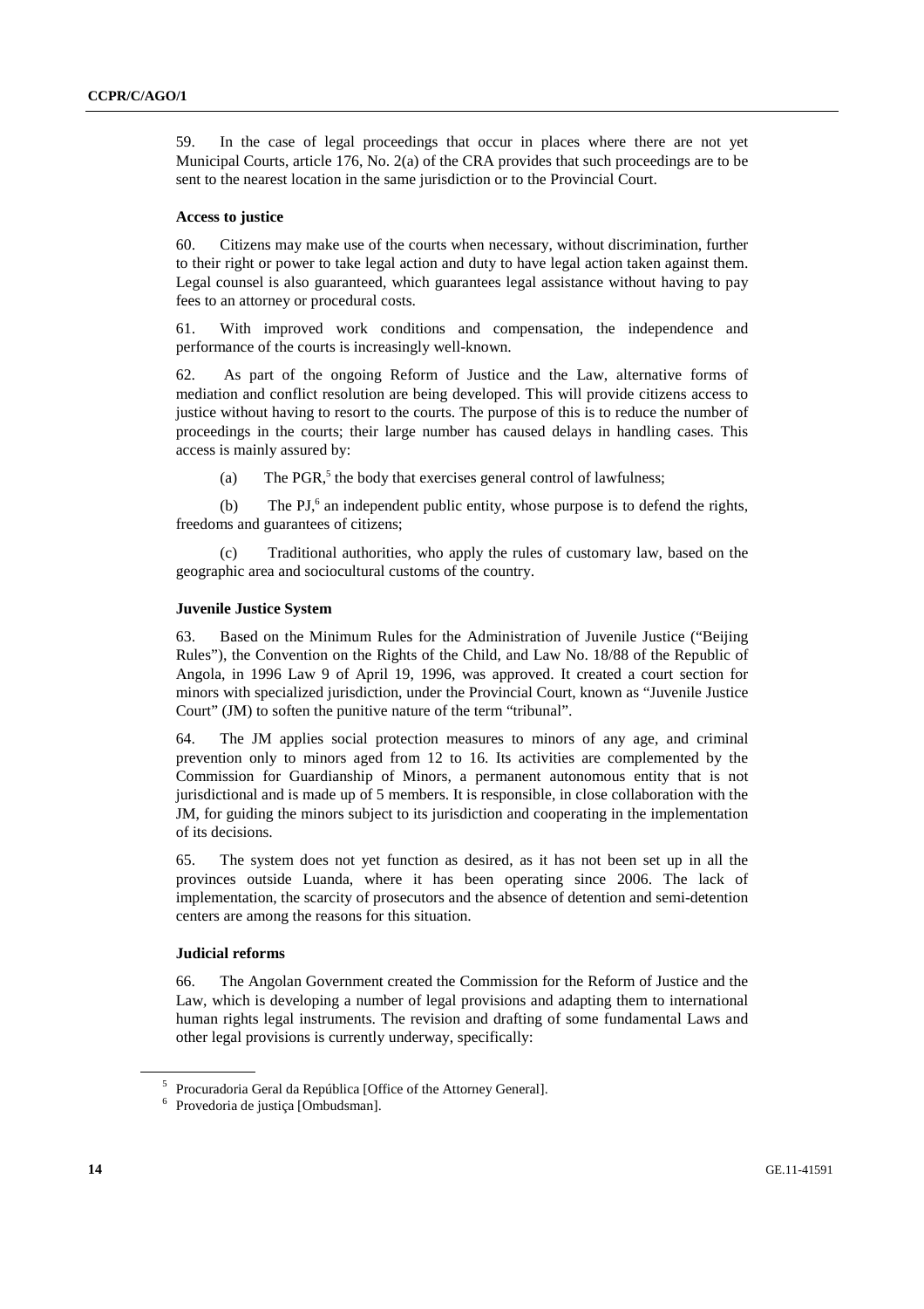59. In the case of legal proceedings that occur in places where there are not yet Municipal Courts, article 176, No. 2(a) of the CRA provides that such proceedings are to be sent to the nearest location in the same jurisdiction or to the Provincial Court.

### Access to justice

60. Citizens may make use of the courts when necessary, without discrimination, further to their right or power to take legal action and duty to have legal action taken against them. Legal counsel is also guaranteed, which guarantees legal assistance without having to pay fees to an attorney or procedural costs.

61. With improved work conditions and compensation, the independence and performance of the courts is increasingly well-known.

62. As part of the ongoing Reform of Justice and the Law, alternative forms of mediation and conflict resolution are being developed. This will provide citizens access to justice without having to resort to the courts. The purpose of this is to reduce the number of proceedings in the courts; their large number has caused delays in handling cases. This access is mainly assured by:

(a) The PGR,[5] the body that exercises general control of lawfulness;

(b) The PJ,[6] an independent public entity, whose purpose is to defend the rights, freedoms and guarantees of citizens;

(c) Traditional authorities, who apply the rules of customary law, based on the geographic area and sociocultural customs of the country.

### Juvenile Justice System

63. Based on the Minimum Rules for the Administration of Juvenile Justice ("Beijing Rules"), the Convention on the Rights of the Child, and Law No. 18/88 of the Republic of Angola, in 1996 Law 9 of April 19, 1996, was approved. It created a court section for minors with specialized jurisdiction, under the Provincial Court, known as "Juvenile Justice Court" (JM) to soften the punitive nature of the term "tribunal".

64. The JM applies social protection measures to minors of any age, and criminal prevention only to minors aged from 12 to 16. Its activities are complemented by the Commission for Guardianship of Minors, a permanent autonomous entity that is not jurisdictional and is made up of 5 members. It is responsible, in close collaboration with the JM, for guiding the minors subject to its jurisdiction and cooperating in the implementation of its decisions.

65. The system does not yet function as desired, as it has not been set up in all the provinces outside Luanda, where it has been operating since 2006. The lack of implementation, the scarcity of prosecutors and the absence of detention and semi-detention centers are among the reasons for this situation.

### Judicial reforms

66. The Angolan Government created the Commission for the Reform of Justice and the Law, which is developing a number of legal provisions and adapting them to international human rights legal instruments. The revision and drafting of some fundamental Laws and other legal provisions is currently underway, specifically:

---

[5] Procuradoria Geral da República [Office of the Attorney General].

[6] Provedoria de justiça [Ombudsman].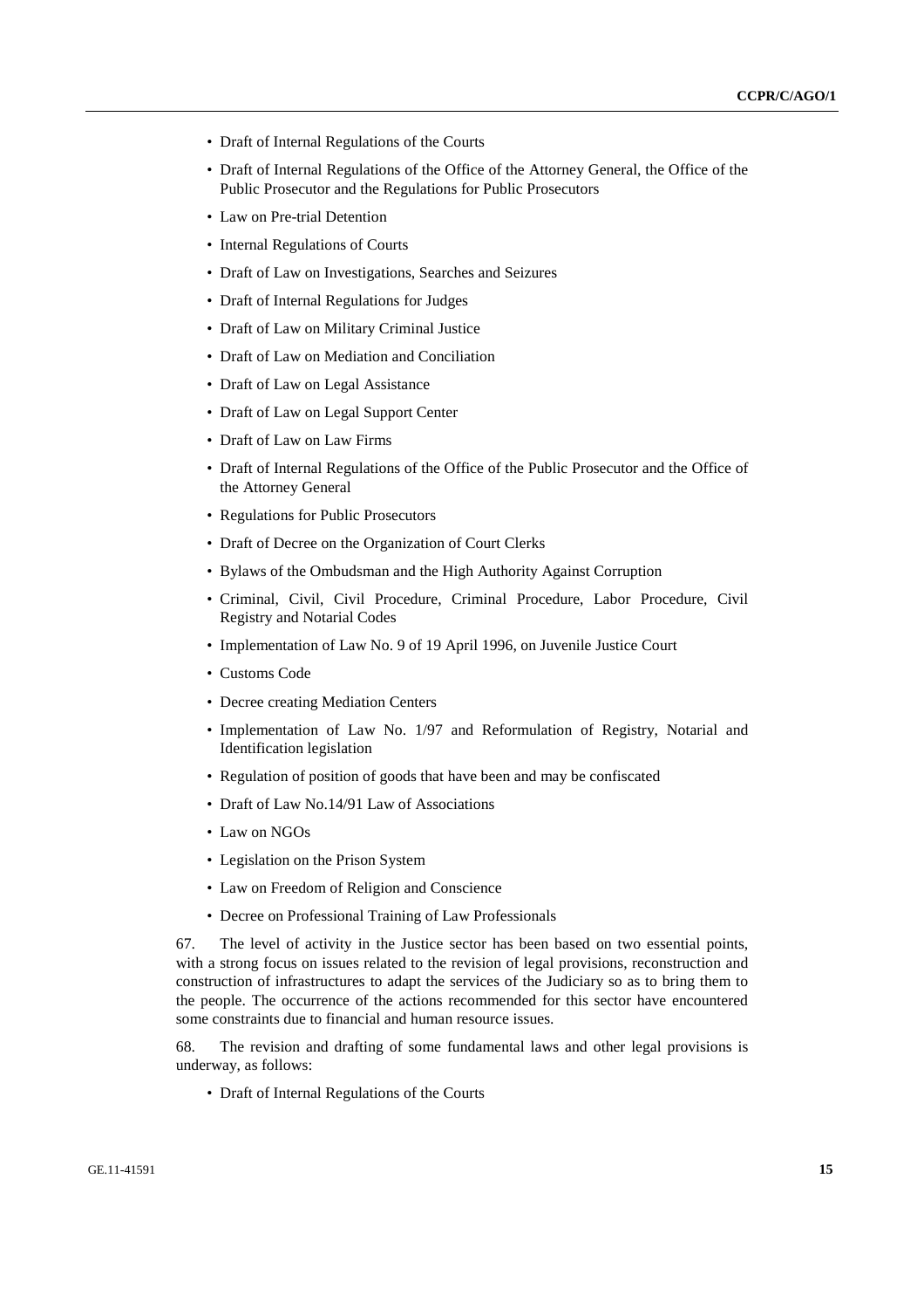- Draft of Internal Regulations of the Courts
- Draft of Internal Regulations of the Office of the Attorney General, the Office of the Public Prosecutor and the Regulations for Public Prosecutors
- Law on Pre-trial Detention
- Internal Regulations of Courts
- Draft of Law on Investigations, Searches and Seizures
- Draft of Internal Regulations for Judges
- Draft of Law on Military Criminal Justice
- Draft of Law on Mediation and Conciliation
- Draft of Law on Legal Assistance
- Draft of Law on Legal Support Center
- Draft of Law on Law Firms
- Draft of Internal Regulations of the Office of the Public Prosecutor and the Office of the Attorney General
- Regulations for Public Prosecutors
- Draft of Decree on the Organization of Court Clerks
- Bylaws of the Ombudsman and the High Authority Against Corruption
- Criminal, Civil, Civil Procedure, Criminal Procedure, Labor Procedure, Civil Registry and Notarial Codes
- Implementation of Law No. 9 of 19 April 1996, on Juvenile Justice Court
- Customs Code
- Decree creating Mediation Centers
- Implementation of Law No. 1/97 and Reformulation of Registry, Notarial and Identification legislation
- Regulation of position of goods that have been and may be confiscated
- Draft of Law No.14/91 Law of Associations
- Law on NGOs
- Legislation on the Prison System
- Law on Freedom of Religion and Conscience
- Decree on Professional Training of Law Professionals

67. The level of activity in the Justice sector has been based on two essential points, with a strong focus on issues related to the revision of legal provisions, reconstruction and construction of infrastructures to adapt the services of the Judiciary so as to bring them to the people. The occurrence of the actions recommended for this sector have encountered some constraints due to financial and human resource issues.

68. The revision and drafting of some fundamental laws and other legal provisions is underway, as follows:

- Draft of Internal Regulations of the Courts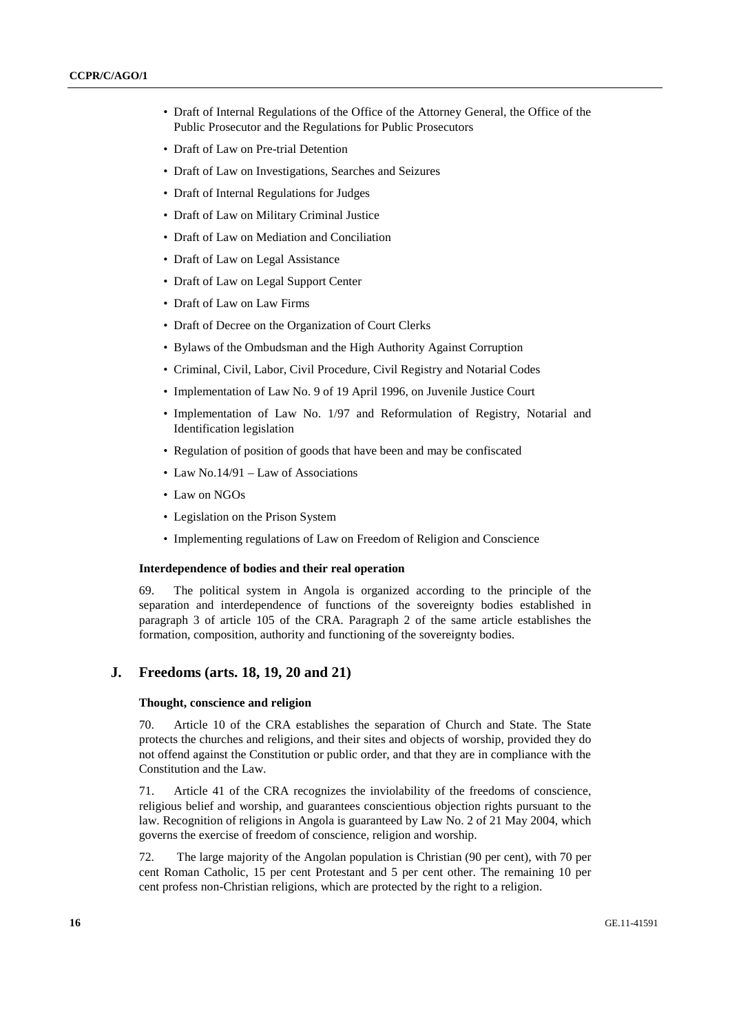- Draft of Internal Regulations of the Office of the Attorney General, the Office of the Public Prosecutor and the Regulations for Public Prosecutors
- Draft of Law on Pre-trial Detention
- Draft of Law on Investigations, Searches and Seizures
- Draft of Internal Regulations for Judges
- Draft of Law on Military Criminal Justice
- Draft of Law on Mediation and Conciliation
- Draft of Law on Legal Assistance
- Draft of Law on Legal Support Center
- Draft of Law on Law Firms
- Draft of Decree on the Organization of Court Clerks
- Bylaws of the Ombudsman and the High Authority Against Corruption
- Criminal, Civil, Labor, Civil Procedure, Civil Registry and Notarial Codes
- Implementation of Law No. 9 of 19 April 1996, on Juvenile Justice Court
- Implementation of Law No. 1/97 and Reformulation of Registry, Notarial and Identification legislation
- Regulation of position of goods that have been and may be confiscated
- Law No.14/91 – Law of Associations
- Law on NGOs
- Legislation on the Prison System
- Implementing regulations of Law on Freedom of Religion and Conscience

#### Interdependence of bodies and their real operation

69. The political system in Angola is organized according to the principle of the separation and interdependence of functions of the sovereignty bodies established in paragraph 3 of article 105 of the CRA. Paragraph 2 of the same article establishes the formation, composition, authority and functioning of the sovereignty bodies.

### J. Freedoms (arts. 18, 19, 20 and 21)

#### Thought, conscience and religion

70. Article 10 of the CRA establishes the separation of Church and State. The State protects the churches and religions, and their sites and objects of worship, provided they do not offend against the Constitution or public order, and that they are in compliance with the Constitution and the Law.

71. Article 41 of the CRA recognizes the inviolability of the freedoms of conscience, religious belief and worship, and guarantees conscientious objection rights pursuant to the law. Recognition of religions in Angola is guaranteed by Law No. 2 of 21 May 2004, which governs the exercise of freedom of conscience, religion and worship.

72. The large majority of the Angolan population is Christian (90 per cent), with 70 per cent Roman Catholic, 15 per cent Protestant and 5 per cent other. The remaining 10 per cent profess non-Christian religions, which are protected by the right to a religion.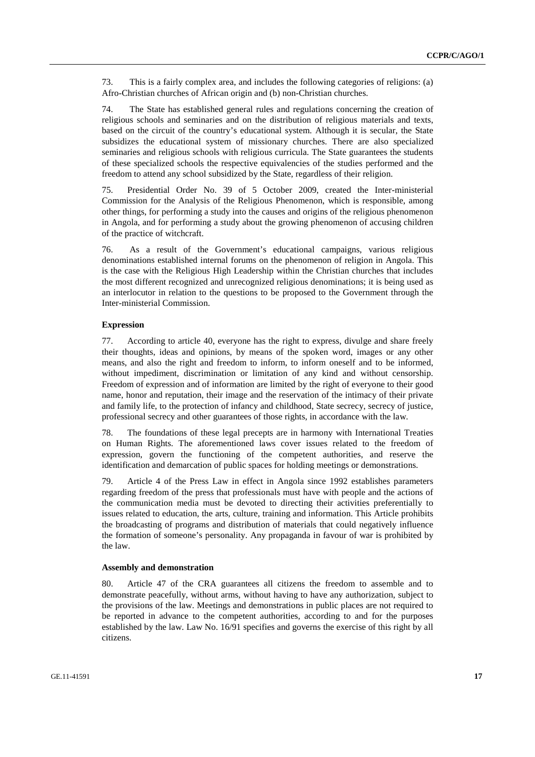73. This is a fairly complex area, and includes the following categories of religions: (a) Afro-Christian churches of African origin and (b) non-Christian churches.

74. The State has established general rules and regulations concerning the creation of religious schools and seminaries and on the distribution of religious materials and texts, based on the circuit of the country's educational system. Although it is secular, the State subsidizes the educational system of missionary churches. There are also specialized seminaries and religious schools with religious curricula. The State guarantees the students of these specialized schools the respective equivalencies of the studies performed and the freedom to attend any school subsidized by the State, regardless of their religion.

75. Presidential Order No. 39 of 5 October 2009, created the Inter-ministerial Commission for the Analysis of the Religious Phenomenon, which is responsible, among other things, for performing a study into the causes and origins of the religious phenomenon in Angola, and for performing a study about the growing phenomenon of accusing children of the practice of witchcraft.

76. As a result of the Government's educational campaigns, various religious denominations established internal forums on the phenomenon of religion in Angola. This is the case with the Religious High Leadership within the Christian churches that includes the most different recognized and unrecognized religious denominations; it is being used as an interlocutor in relation to the questions to be proposed to the Government through the Inter-ministerial Commission.

**Expression**

77. According to article 40, everyone has the right to express, divulge and share freely their thoughts, ideas and opinions, by means of the spoken word, images or any other means, and also the right and freedom to inform, to inform oneself and to be informed, without impediment, discrimination or limitation of any kind and without censorship. Freedom of expression and of information are limited by the right of everyone to their good name, honor and reputation, their image and the reservation of the intimacy of their private and family life, to the protection of infancy and childhood, State secrecy, secrecy of justice, professional secrecy and other guarantees of those rights, in accordance with the law.

78. The foundations of these legal precepts are in harmony with International Treaties on Human Rights. The aforementioned laws cover issues related to the freedom of expression, govern the functioning of the competent authorities, and reserve the identification and demarcation of public spaces for holding meetings or demonstrations.

79. Article 4 of the Press Law in effect in Angola since 1992 establishes parameters regarding freedom of the press that professionals must have with people and the actions of the communication media must be devoted to directing their activities preferentially to issues related to education, the arts, culture, training and information. This Article prohibits the broadcasting of programs and distribution of materials that could negatively influence the formation of someone's personality. Any propaganda in favour of war is prohibited by the law.

**Assembly and demonstration**

80. Article 47 of the CRA guarantees all citizens the freedom to assemble and to demonstrate peacefully, without arms, without having to have any authorization, subject to the provisions of the law. Meetings and demonstrations in public places are not required to be reported in advance to the competent authorities, according to and for the purposes established by the law. Law No. 16/91 specifies and governs the exercise of this right by all citizens.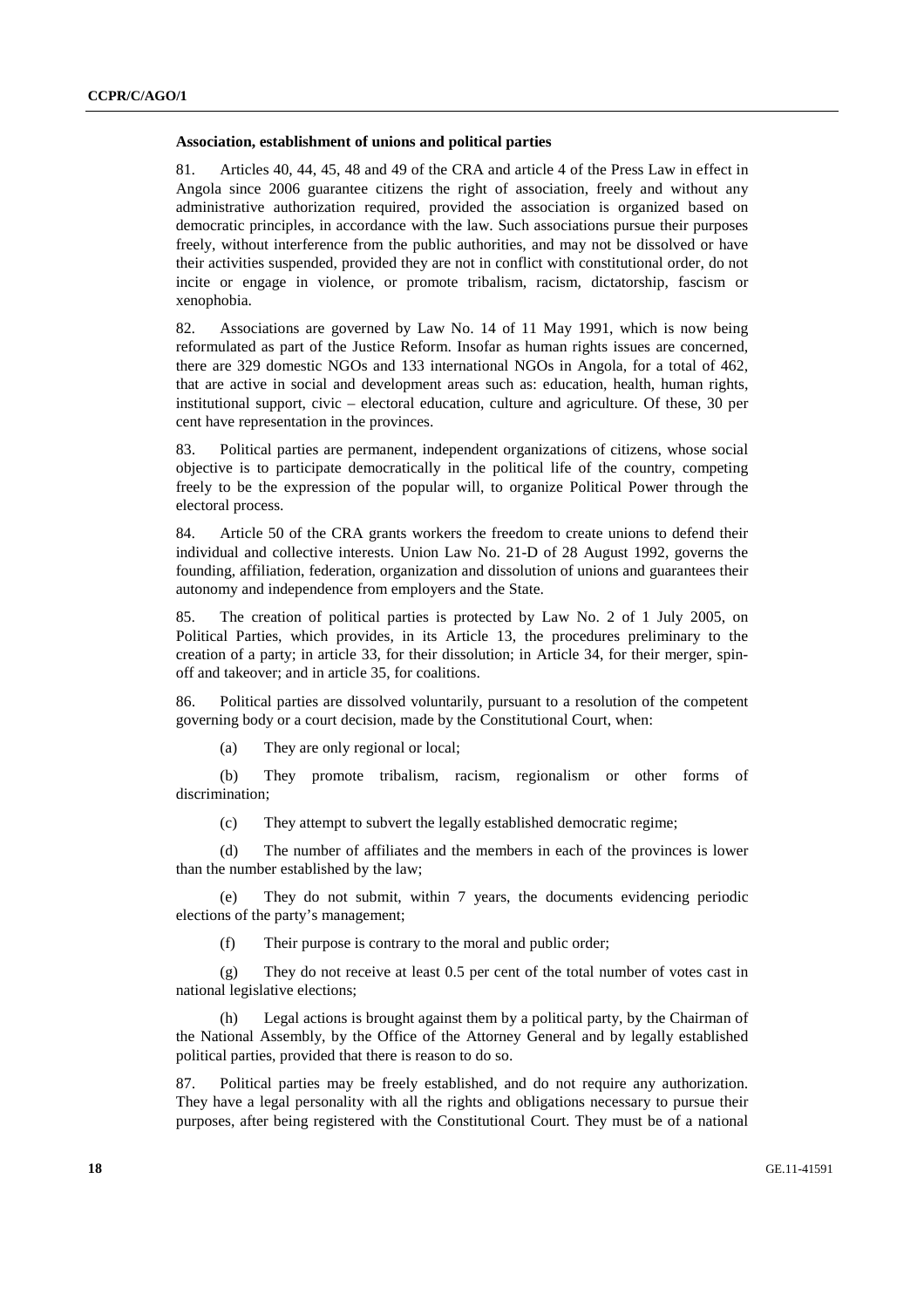**Association, establishment of unions and political parties**

81. Articles 40, 44, 45, 48 and 49 of the CRA and article 4 of the Press Law in effect in Angola since 2006 guarantee citizens the right of association, freely and without any administrative authorization required, provided the association is organized based on democratic principles, in accordance with the law. Such associations pursue their purposes freely, without interference from the public authorities, and may not be dissolved or have their activities suspended, provided they are not in conflict with constitutional order, do not incite or engage in violence, or promote tribalism, racism, dictatorship, fascism or xenophobia.

82. Associations are governed by Law No. 14 of 11 May 1991, which is now being reformulated as part of the Justice Reform. Insofar as human rights issues are concerned, there are 329 domestic NGOs and 133 international NGOs in Angola, for a total of 462, that are active in social and development areas such as: education, health, human rights, institutional support, civic – electoral education, culture and agriculture. Of these, 30 per cent have representation in the provinces.

83. Political parties are permanent, independent organizations of citizens, whose social objective is to participate democratically in the political life of the country, competing freely to be the expression of the popular will, to organize Political Power through the electoral process.

84. Article 50 of the CRA grants workers the freedom to create unions to defend their individual and collective interests. Union Law No. 21-D of 28 August 1992, governs the founding, affiliation, federation, organization and dissolution of unions and guarantees their autonomy and independence from employers and the State.

85. The creation of political parties is protected by Law No. 2 of 1 July 2005, on Political Parties, which provides, in its Article 13, the procedures preliminary to the creation of a party; in article 33, for their dissolution; in Article 34, for their merger, spin-off and takeover; and in article 35, for coalitions.

86. Political parties are dissolved voluntarily, pursuant to a resolution of the competent governing body or a court decision, made by the Constitutional Court, when:

(a) They are only regional or local;

(b) They promote tribalism, racism, regionalism or other forms of discrimination;

(c) They attempt to subvert the legally established democratic regime;

(d) The number of affiliates and the members in each of the provinces is lower than the number established by the law;

(e) They do not submit, within 7 years, the documents evidencing periodic elections of the party's management;

(f) Their purpose is contrary to the moral and public order;

(g) They do not receive at least 0.5 per cent of the total number of votes cast in national legislative elections;

(h) Legal actions is brought against them by a political party, by the Chairman of the National Assembly, by the Office of the Attorney General and by legally established political parties, provided that there is reason to do so.

87. Political parties may be freely established, and do not require any authorization. They have a legal personality with all the rights and obligations necessary to pursue their purposes, after being registered with the Constitutional Court. They must be of a national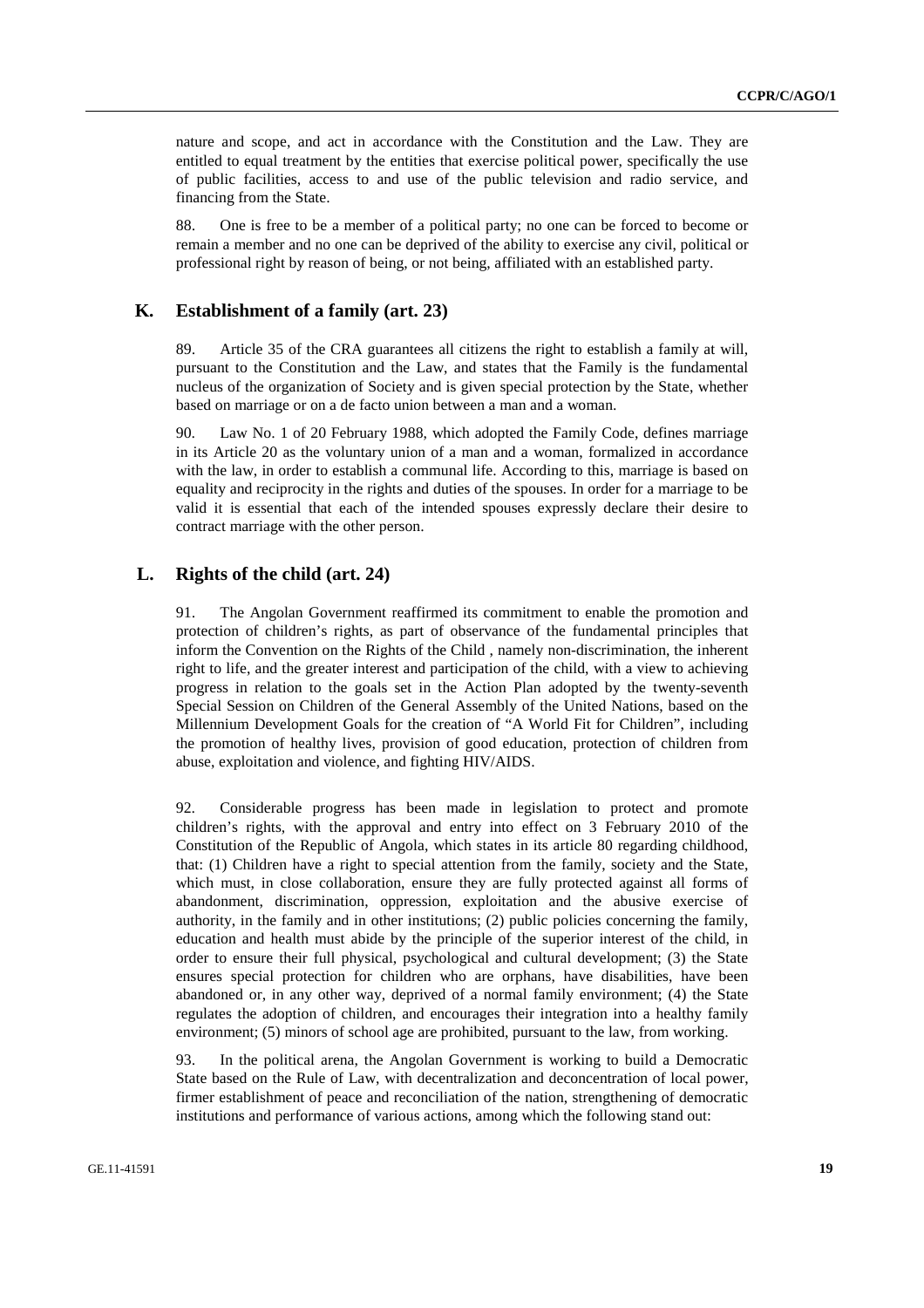nature and scope, and act in accordance with the Constitution and the Law. They are entitled to equal treatment by the entities that exercise political power, specifically the use of public facilities, access to and use of the public television and radio service, and financing from the State.

88. One is free to be a member of a political party; no one can be forced to become or remain a member and no one can be deprived of the ability to exercise any civil, political or professional right by reason of being, or not being, affiliated with an established party.

## K. Establishment of a family (art. 23)

89. Article 35 of the CRA guarantees all citizens the right to establish a family at will, pursuant to the Constitution and the Law, and states that the Family is the fundamental nucleus of the organization of Society and is given special protection by the State, whether based on marriage or on a de facto union between a man and a woman.

90. Law No. 1 of 20 February 1988, which adopted the Family Code, defines marriage in its Article 20 as the voluntary union of a man and a woman, formalized in accordance with the law, in order to establish a communal life. According to this, marriage is based on equality and reciprocity in the rights and duties of the spouses. In order for a marriage to be valid it is essential that each of the intended spouses expressly declare their desire to contract marriage with the other person.

## L. Rights of the child (art. 24)

91. The Angolan Government reaffirmed its commitment to enable the promotion and protection of children's rights, as part of observance of the fundamental principles that inform the Convention on the Rights of the Child , namely non-discrimination, the inherent right to life, and the greater interest and participation of the child, with a view to achieving progress in relation to the goals set in the Action Plan adopted by the twenty-seventh Special Session on Children of the General Assembly of the United Nations, based on the Millennium Development Goals for the creation of "A World Fit for Children", including the promotion of healthy lives, provision of good education, protection of children from abuse, exploitation and violence, and fighting HIV/AIDS.

92. Considerable progress has been made in legislation to protect and promote children's rights, with the approval and entry into effect on 3 February 2010 of the Constitution of the Republic of Angola, which states in its article 80 regarding childhood, that: (1) Children have a right to special attention from the family, society and the State, which must, in close collaboration, ensure they are fully protected against all forms of abandonment, discrimination, oppression, exploitation and the abusive exercise of authority, in the family and in other institutions; (2) public policies concerning the family, education and health must abide by the principle of the superior interest of the child, in order to ensure their full physical, psychological and cultural development; (3) the State ensures special protection for children who are orphans, have disabilities, have been abandoned or, in any other way, deprived of a normal family environment; (4) the State regulates the adoption of children, and encourages their integration into a healthy family environment; (5) minors of school age are prohibited, pursuant to the law, from working.

93. In the political arena, the Angolan Government is working to build a Democratic State based on the Rule of Law, with decentralization and deconcentration of local power, firmer establishment of peace and reconciliation of the nation, strengthening of democratic institutions and performance of various actions, among which the following stand out: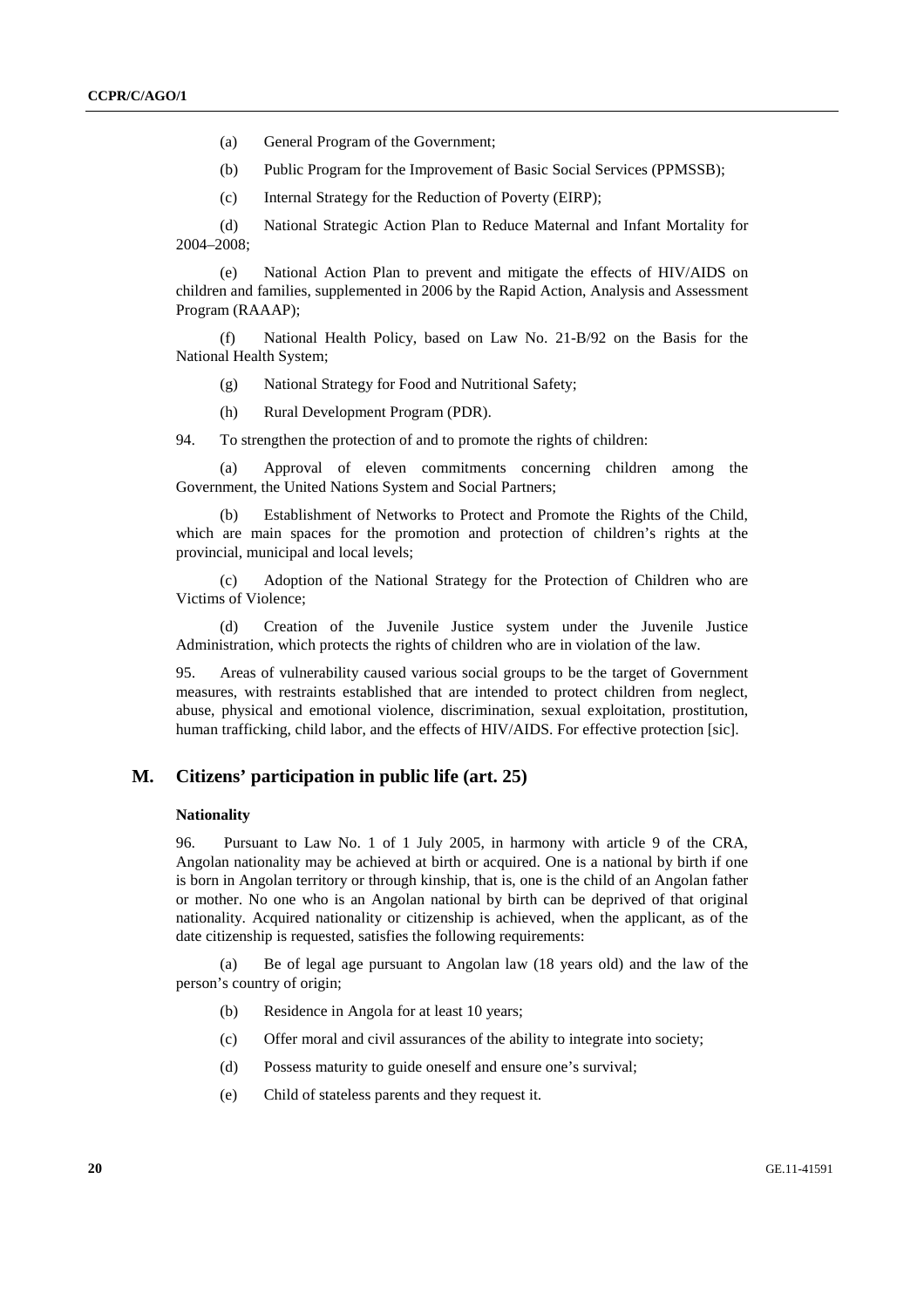(a) General Program of the Government;

(b) Public Program for the Improvement of Basic Social Services (PPMSSB);

(c) Internal Strategy for the Reduction of Poverty (EIRP);

(d) National Strategic Action Plan to Reduce Maternal and Infant Mortality for 2004–2008;

(e) National Action Plan to prevent and mitigate the effects of HIV/AIDS on children and families, supplemented in 2006 by the Rapid Action, Analysis and Assessment Program (RAAAP);

(f) National Health Policy, based on Law No. 21-B/92 on the Basis for the National Health System;

(g) National Strategy for Food and Nutritional Safety;

(h) Rural Development Program (PDR).

94. To strengthen the protection of and to promote the rights of children:

(a) Approval of eleven commitments concerning children among the Government, the United Nations System and Social Partners;

(b) Establishment of Networks to Protect and Promote the Rights of the Child, which are main spaces for the promotion and protection of children's rights at the provincial, municipal and local levels;

(c) Adoption of the National Strategy for the Protection of Children who are Victims of Violence;

(d) Creation of the Juvenile Justice system under the Juvenile Justice Administration, which protects the rights of children who are in violation of the law.

95. Areas of vulnerability caused various social groups to be the target of Government measures, with restraints established that are intended to protect children from neglect, abuse, physical and emotional violence, discrimination, sexual exploitation, prostitution, human trafficking, child labor, and the effects of HIV/AIDS. For effective protection [sic].

## M. Citizens' participation in public life (art. 25)

### Nationality

96. Pursuant to Law No. 1 of 1 July 2005, in harmony with article 9 of the CRA, Angolan nationality may be achieved at birth or acquired. One is a national by birth if one is born in Angolan territory or through kinship, that is, one is the child of an Angolan father or mother. No one who is an Angolan national by birth can be deprived of that original nationality. Acquired nationality or citizenship is achieved, when the applicant, as of the date citizenship is requested, satisfies the following requirements:

(a) Be of legal age pursuant to Angolan law (18 years old) and the law of the person's country of origin;

(b) Residence in Angola for at least 10 years;

(c) Offer moral and civil assurances of the ability to integrate into society;

(d) Possess maturity to guide oneself and ensure one's survival;

(e) Child of stateless parents and they request it.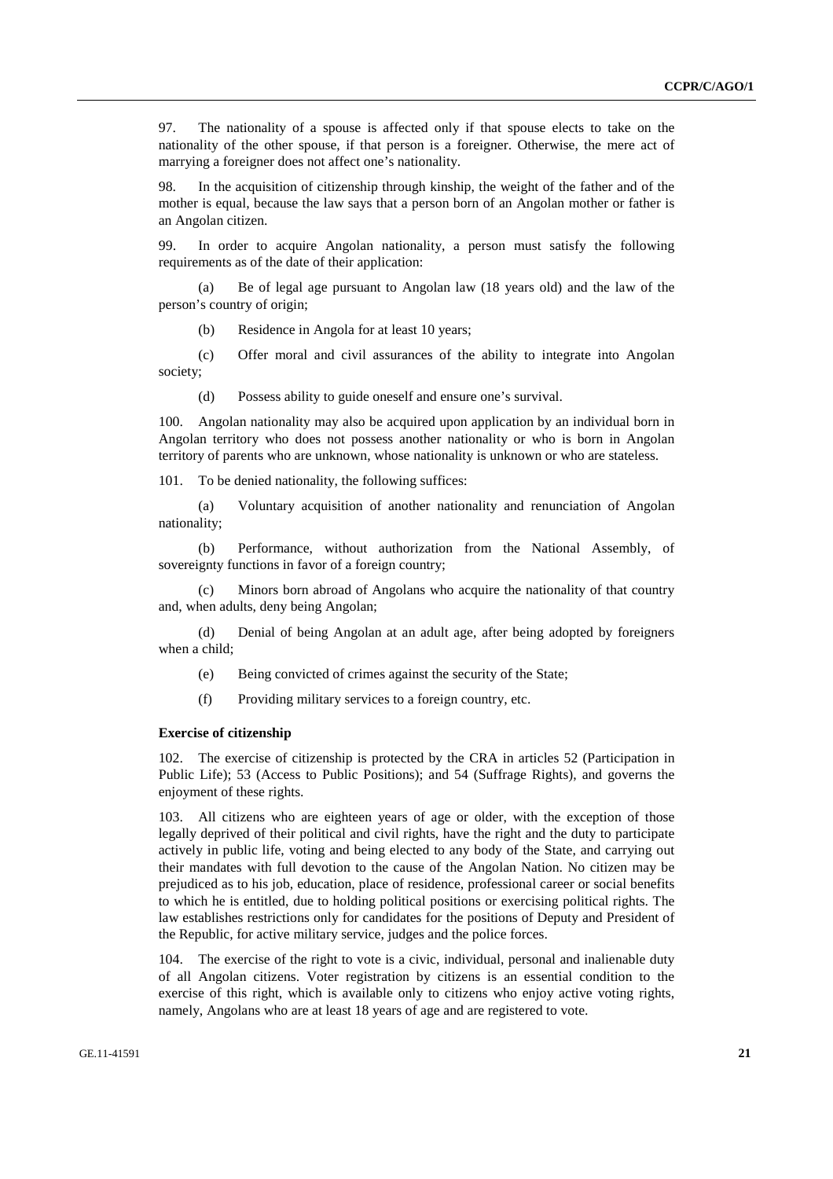97. The nationality of a spouse is affected only if that spouse elects to take on the nationality of the other spouse, if that person is a foreigner. Otherwise, the mere act of marrying a foreigner does not affect one's nationality.

98. In the acquisition of citizenship through kinship, the weight of the father and of the mother is equal, because the law says that a person born of an Angolan mother or father is an Angolan citizen.

99. In order to acquire Angolan nationality, a person must satisfy the following requirements as of the date of their application:

(a) Be of legal age pursuant to Angolan law (18 years old) and the law of the person's country of origin;

(b) Residence in Angola for at least 10 years;

(c) Offer moral and civil assurances of the ability to integrate into Angolan society;

(d) Possess ability to guide oneself and ensure one's survival.

100. Angolan nationality may also be acquired upon application by an individual born in Angolan territory who does not possess another nationality or who is born in Angolan territory of parents who are unknown, whose nationality is unknown or who are stateless.

101. To be denied nationality, the following suffices:

(a) Voluntary acquisition of another nationality and renunciation of Angolan nationality;

(b) Performance, without authorization from the National Assembly, of sovereignty functions in favor of a foreign country;

(c) Minors born abroad of Angolans who acquire the nationality of that country and, when adults, deny being Angolan;

(d) Denial of being Angolan at an adult age, after being adopted by foreigners when a child;

(e) Being convicted of crimes against the security of the State;

(f) Providing military services to a foreign country, etc.

**Exercise of citizenship**

102. The exercise of citizenship is protected by the CRA in articles 52 (Participation in Public Life); 53 (Access to Public Positions); and 54 (Suffrage Rights), and governs the enjoyment of these rights.

103. All citizens who are eighteen years of age or older, with the exception of those legally deprived of their political and civil rights, have the right and the duty to participate actively in public life, voting and being elected to any body of the State, and carrying out their mandates with full devotion to the cause of the Angolan Nation. No citizen may be prejudiced as to his job, education, place of residence, professional career or social benefits to which he is entitled, due to holding political positions or exercising political rights. The law establishes restrictions only for candidates for the positions of Deputy and President of the Republic, for active military service, judges and the police forces.

104. The exercise of the right to vote is a civic, individual, personal and inalienable duty of all Angolan citizens. Voter registration by citizens is an essential condition to the exercise of this right, which is available only to citizens who enjoy active voting rights, namely, Angolans who are at least 18 years of age and are registered to vote.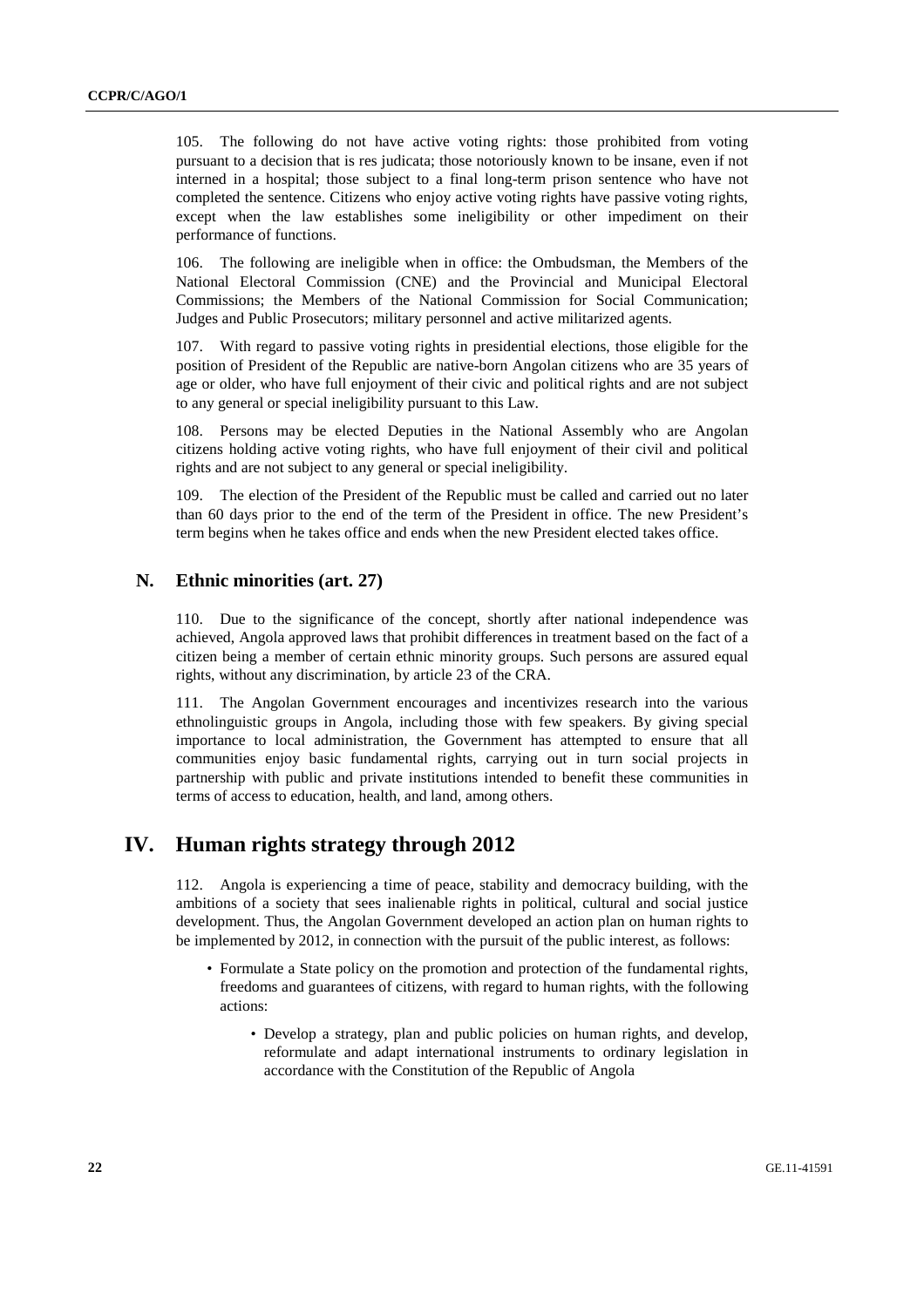105. The following do not have active voting rights: those prohibited from voting pursuant to a decision that is res judicata; those notoriously known to be insane, even if not interned in a hospital; those subject to a final long-term prison sentence who have not completed the sentence. Citizens who enjoy active voting rights have passive voting rights, except when the law establishes some ineligibility or other impediment on their performance of functions.

106. The following are ineligible when in office: the Ombudsman, the Members of the National Electoral Commission (CNE) and the Provincial and Municipal Electoral Commissions; the Members of the National Commission for Social Communication; Judges and Public Prosecutors; military personnel and active militarized agents.

107. With regard to passive voting rights in presidential elections, those eligible for the position of President of the Republic are native-born Angolan citizens who are 35 years of age or older, who have full enjoyment of their civic and political rights and are not subject to any general or special ineligibility pursuant to this Law.

108. Persons may be elected Deputies in the National Assembly who are Angolan citizens holding active voting rights, who have full enjoyment of their civil and political rights and are not subject to any general or special ineligibility.

109. The election of the President of the Republic must be called and carried out no later than 60 days prior to the end of the term of the President in office. The new President's term begins when he takes office and ends when the new President elected takes office.

## N. Ethnic minorities (art. 27)

110. Due to the significance of the concept, shortly after national independence was achieved, Angola approved laws that prohibit differences in treatment based on the fact of a citizen being a member of certain ethnic minority groups. Such persons are assured equal rights, without any discrimination, by article 23 of the CRA.

111. The Angolan Government encourages and incentivizes research into the various ethnolinguistic groups in Angola, including those with few speakers. By giving special importance to local administration, the Government has attempted to ensure that all communities enjoy basic fundamental rights, carrying out in turn social projects in partnership with public and private institutions intended to benefit these communities in terms of access to education, health, and land, among others.

# IV. Human rights strategy through 2012

112. Angola is experiencing a time of peace, stability and democracy building, with the ambitions of a society that sees inalienable rights in political, cultural and social justice development. Thus, the Angolan Government developed an action plan on human rights to be implemented by 2012, in connection with the pursuit of the public interest, as follows:

- Formulate a State policy on the promotion and protection of the fundamental rights, freedoms and guarantees of citizens, with regard to human rights, with the following actions:
    - Develop a strategy, plan and public policies on human rights, and develop, reformulate and adapt international instruments to ordinary legislation in accordance with the Constitution of the Republic of Angola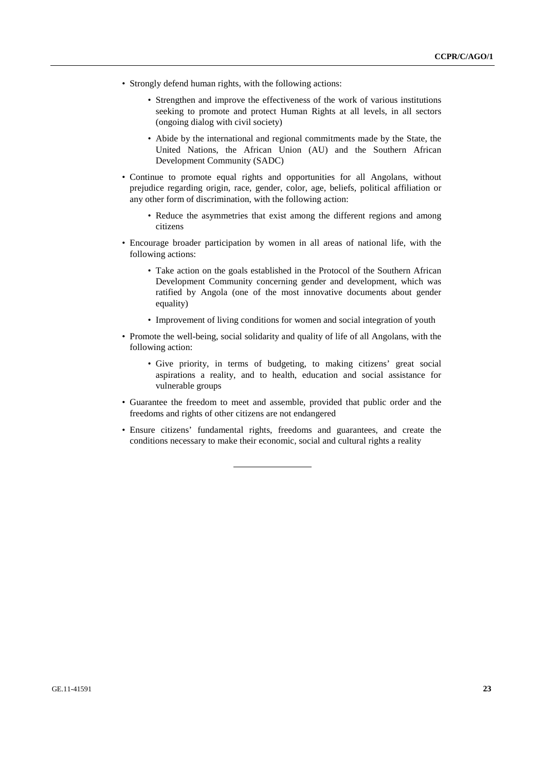- Strongly defend human rights, with the following actions:
  - Strengthen and improve the effectiveness of the work of various institutions seeking to promote and protect Human Rights at all levels, in all sectors (ongoing dialog with civil society)
  - Abide by the international and regional commitments made by the State, the United Nations, the African Union (AU) and the Southern African Development Community (SADC)
- Continue to promote equal rights and opportunities for all Angolans, without prejudice regarding origin, race, gender, color, age, beliefs, political affiliation or any other form of discrimination, with the following action:
  - Reduce the asymmetries that exist among the different regions and among citizens
- Encourage broader participation by women in all areas of national life, with the following actions:
  - Take action on the goals established in the Protocol of the Southern African Development Community concerning gender and development, which was ratified by Angola (one of the most innovative documents about gender equality)
  - Improvement of living conditions for women and social integration of youth
- Promote the well-being, social solidarity and quality of life of all Angolans, with the following action:
  - Give priority, in terms of budgeting, to making citizens' great social aspirations a reality, and to health, education and social assistance for vulnerable groups
- Guarantee the freedom to meet and assemble, provided that public order and the freedoms and rights of other citizens are not endangered
- Ensure citizens' fundamental rights, freedoms and guarantees, and create the conditions necessary to make their economic, social and cultural rights a reality